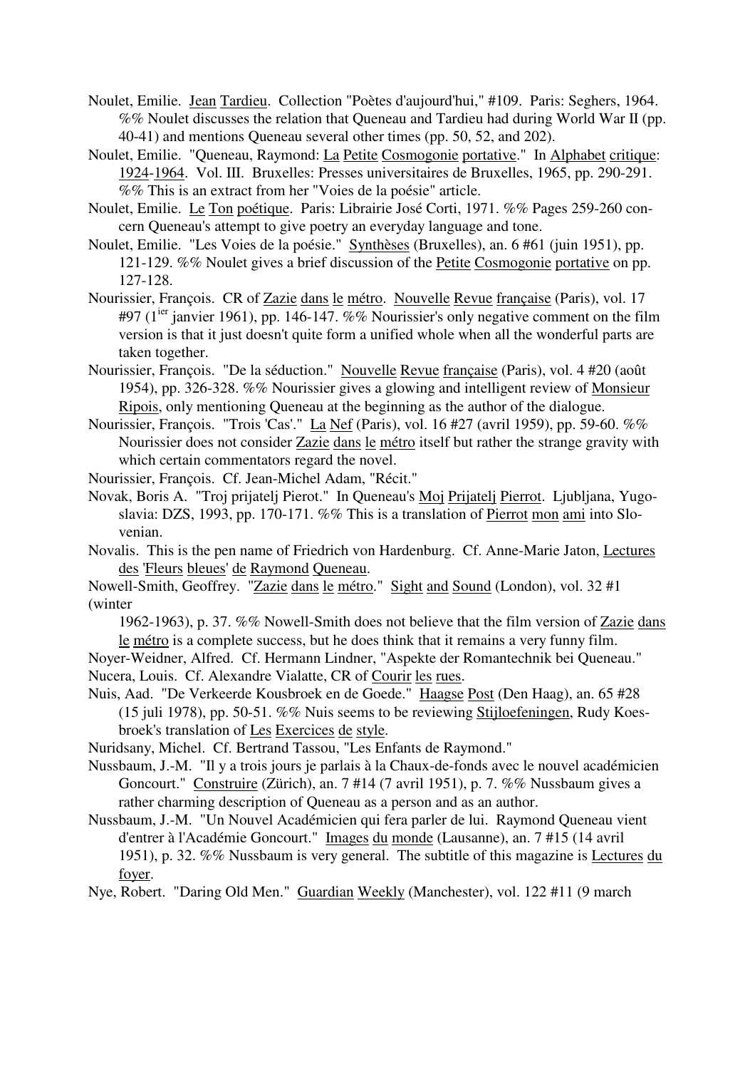Noulet, Emilie. Jean Tardieu. Collection "Poètes d'aujourd'hui," #109. Paris: Seghers, 1964. %% Noulet discusses the relation that Queneau and Tardieu had during World War II (pp. 40-41) and mentions Queneau several other times (pp. 50, 52, and 202).

Noulet, Emilie. "Queneau, Raymond: La Petite Cosmogonie portative." In Alphabet critique: 1924-1964. Vol. III. Bruxelles: Presses universitaires de Bruxelles, 1965, pp. 290-291. %% This is an extract from her "Voies de la poésie" article.

Noulet, Emilie. Le Ton poétique. Paris: Librairie José Corti, 1971. %% Pages 259-260 concern Queneau's attempt to give poetry an everyday language and tone.

Noulet, Emilie. "Les Voies de la poésie." Synthèses (Bruxelles), an. 6 #61 (juin 1951), pp. 121-129. %% Noulet gives a brief discussion of the Petite Cosmogonie portative on pp. 127-128.

Nourissier, François. CR of Zazie dans le métro. Nouvelle Revue française (Paris), vol. 17 #97 (1ier janvier 1961), pp. 146-147. %% Nourissier's only negative comment on the film version is that it just doesn't quite form a unified whole when all the wonderful parts are taken together.

Nourissier, François. "De la séduction." Nouvelle Revue française (Paris), vol. 4 #20 (août 1954), pp. 326-328. %% Nourissier gives a glowing and intelligent review of Monsieur Ripois, only mentioning Queneau at the beginning as the author of the dialogue.

Nourissier, François. "Trois 'Cas'." La Nef (Paris), vol. 16 #27 (avril 1959), pp. 59-60. %% Nourissier does not consider Zazie dans le métro itself but rather the strange gravity with which certain commentators regard the novel.

Nourissier, François. Cf. Jean-Michel Adam, "Récit."

Novak, Boris A. "Troj prijatelj Pierot." In Queneau's Moj Prijatelj Pierrot. Ljubljana, Yugoslavia: DZS, 1993, pp. 170-171. %% This is a translation of Pierrot mon ami into Slovenian.

Novalis. This is the pen name of Friedrich von Hardenburg. Cf. Anne-Marie Jaton, Lectures des 'Fleurs bleues' de Raymond Queneau.

Nowell-Smith, Geoffrey. "Zazie dans le métro." Sight and Sound (London), vol. 32 #1 (winter 1962-1963), p. 37. %% Nowell-Smith does not believe that the film version of Zazie dans le métro is a complete success, but he does think that it remains a very funny film.

Noyer-Weidner, Alfred. Cf. Hermann Lindner, "Aspekte der Romantechnik bei Queneau."

Nucera, Louis. Cf. Alexandre Vialatte, CR of Courir les rues.

Nuis, Aad. "De Verkeerde Kousbroek en de Goede." Haagse Post (Den Haag), an. 65 #28 (15 juli 1978), pp. 50-51. %% Nuis seems to be reviewing Stijloefeningen, Rudy Koesbroek's translation of Les Exercices de style.

Nuridsany, Michel. Cf. Bertrand Tassou, "Les Enfants de Raymond."

Nussbaum, J.-M. "Il y a trois jours je parlais à la Chaux-de-fonds avec le nouvel académicien Goncourt." Construire (Zürich), an. 7 #14 (7 avril 1951), p. 7. %% Nussbaum gives a rather charming description of Queneau as a person and as an author.

Nussbaum, J.-M. "Un Nouvel Académicien qui fera parler de lui. Raymond Queneau vient d'entrer à l'Académie Goncourt." Images du monde (Lausanne), an. 7 #15 (14 avril 1951), p. 32. %% Nussbaum is very general. The subtitle of this magazine is Lectures du foyer.

Nye, Robert. "Daring Old Men." Guardian Weekly (Manchester), vol. 122 #11 (9 march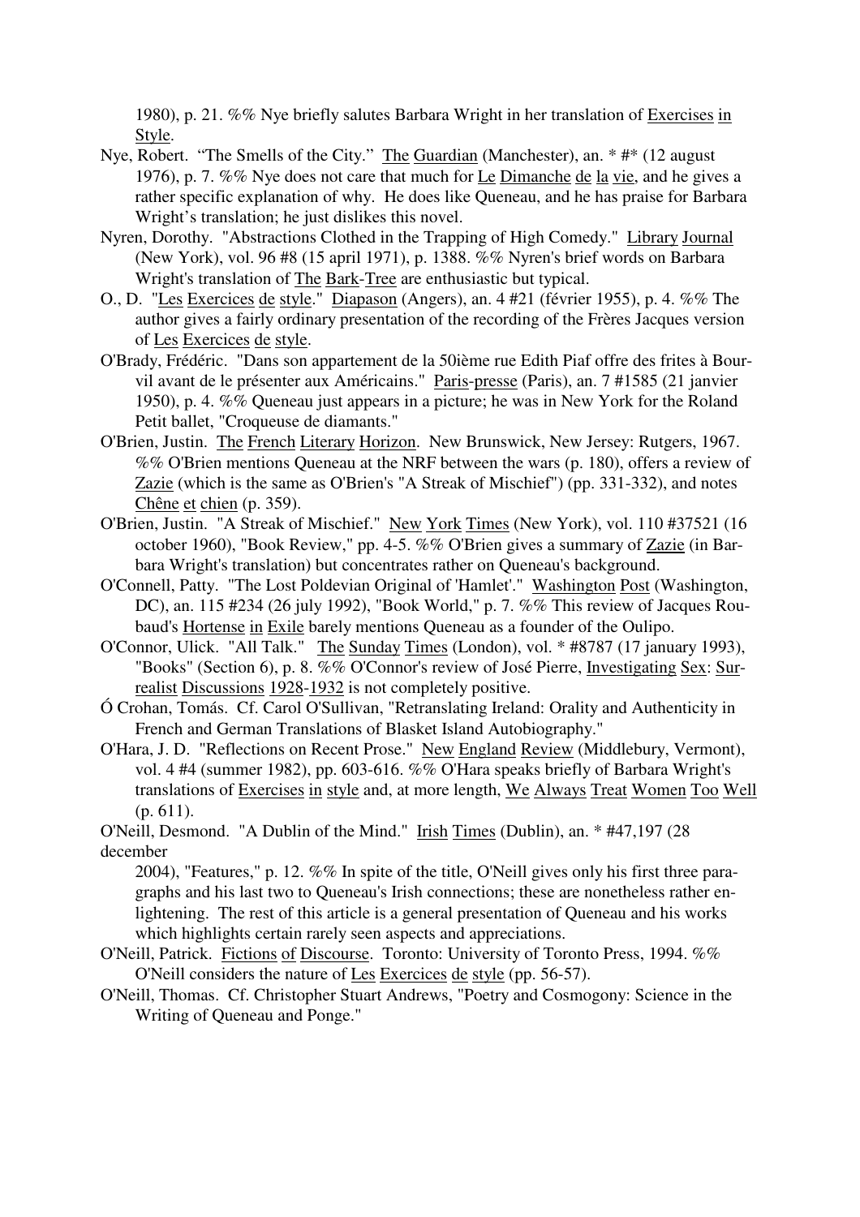1980), p. 21. %% Nye briefly salutes Barbara Wright in her translation of Exercises in Style.

Nye, Robert. "The Smells of the City." The Guardian (Manchester), an. * #* (12 august 1976), p. 7. %% Nye does not care that much for Le Dimanche de la vie, and he gives a rather specific explanation of why. He does like Queneau, and he has praise for Barbara Wright's translation; he just dislikes this novel.

Nyren, Dorothy. "Abstractions Clothed in the Trapping of High Comedy." Library Journal (New York), vol. 96 #8 (15 april 1971), p. 1388. %% Nyren's brief words on Barbara Wright's translation of The Bark-Tree are enthusiastic but typical.

O., D. "Les Exercices de style." Diapason (Angers), an. 4 #21 (février 1955), p. 4. %% The author gives a fairly ordinary presentation of the recording of the Frères Jacques version of Les Exercices de style.

O'Brady, Frédéric. "Dans son appartement de la 50ième rue Edith Piaf offre des frites à Bourvil avant de le présenter aux Américains." Paris-presse (Paris), an. 7 #1585 (21 janvier 1950), p. 4. %% Queneau just appears in a picture; he was in New York for the Roland Petit ballet, "Croqueuse de diamants."

O'Brien, Justin. The French Literary Horizon. New Brunswick, New Jersey: Rutgers, 1967. %% O'Brien mentions Queneau at the NRF between the wars (p. 180), offers a review of Zazie (which is the same as O'Brien's "A Streak of Mischief") (pp. 331-332), and notes Chêne et chien (p. 359).

O'Brien, Justin. "A Streak of Mischief." New York Times (New York), vol. 110 #37521 (16 october 1960), "Book Review," pp. 4-5. %% O'Brien gives a summary of Zazie (in Barbara Wright's translation) but concentrates rather on Queneau's background.

O'Connell, Patty. "The Lost Poldevian Original of 'Hamlet'." Washington Post (Washington, DC), an. 115 #234 (26 july 1992), "Book World," p. 7. %% This review of Jacques Roubaud's Hortense in Exile barely mentions Queneau as a founder of the Oulipo.

O'Connor, Ulick. "All Talk." The Sunday Times (London), vol. * #8787 (17 january 1993), "Books" (Section 6), p. 8. %% O'Connor's review of José Pierre, Investigating Sex: Surrealist Discussions 1928-1932 is not completely positive.

Ó Crohan, Tomás. Cf. Carol O'Sullivan, "Retranslating Ireland: Orality and Authenticity in French and German Translations of Blasket Island Autobiography."

O'Hara, J. D. "Reflections on Recent Prose." New England Review (Middlebury, Vermont), vol. 4 #4 (summer 1982), pp. 603-616. %% O'Hara speaks briefly of Barbara Wright's translations of Exercises in style and, at more length, We Always Treat Women Too Well (p. 611).

O'Neill, Desmond. "A Dublin of the Mind." Irish Times (Dublin), an. * #47,197 (28 december 2004), "Features," p. 12. %% In spite of the title, O'Neill gives only his first three paragraphs and his last two to Queneau's Irish connections; these are nonetheless rather enlightening. The rest of this article is a general presentation of Queneau and his works which highlights certain rarely seen aspects and appreciations.

O'Neill, Patrick. Fictions of Discourse. Toronto: University of Toronto Press, 1994. %% O'Neill considers the nature of Les Exercices de style (pp. 56-57).

O'Neill, Thomas. Cf. Christopher Stuart Andrews, "Poetry and Cosmogony: Science in the Writing of Queneau and Ponge."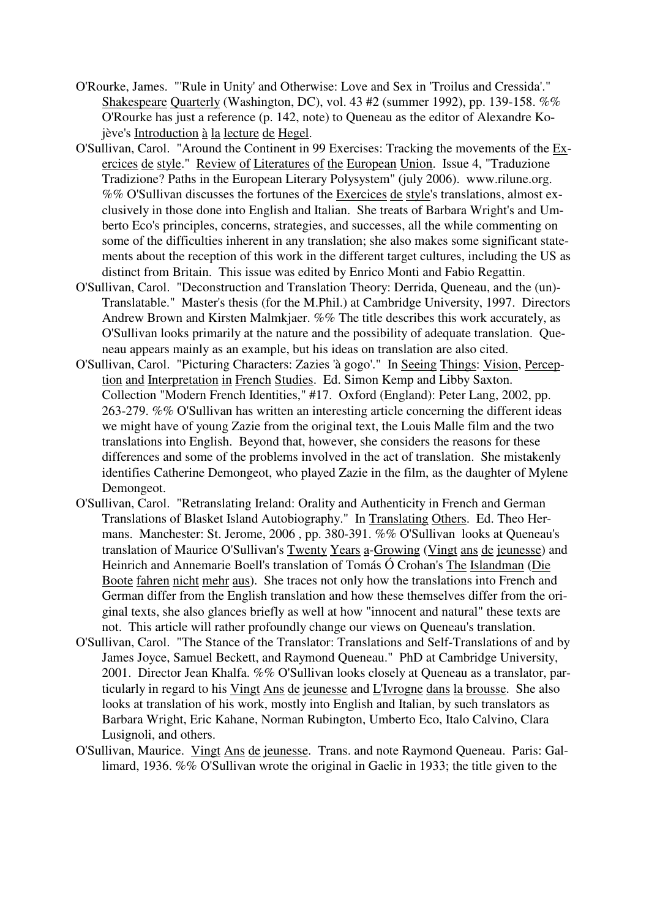O'Rourke, James. "'Rule in Unity' and Otherwise: Love and Sex in 'Troilus and Cressida'." Shakespeare Quarterly (Washington, DC), vol. 43 #2 (summer 1992), pp. 139-158. %% O'Rourke has just a reference (p. 142, note) to Queneau as the editor of Alexandre Kojève's Introduction à la lecture de Hegel.

O'Sullivan, Carol. "Around the Continent in 99 Exercises: Tracking the movements of the Exercices de style." Review of Literatures of the European Union. Issue 4, "Traduzione Tradizione? Paths in the European Literary Polysystem" (july 2006). www.rilune.org. %% O'Sullivan discusses the fortunes of the Exercices de style's translations, almost exclusively in those done into English and Italian. She treats of Barbara Wright's and Umberto Eco's principles, concerns, strategies, and successes, all the while commenting on some of the difficulties inherent in any translation; she also makes some significant statements about the reception of this work in the different target cultures, including the US as distinct from Britain. This issue was edited by Enrico Monti and Fabio Regattin.

O'Sullivan, Carol. "Deconstruction and Translation Theory: Derrida, Queneau, and the (un)-Translatable." Master's thesis (for the M.Phil.) at Cambridge University, 1997. Directors Andrew Brown and Kirsten Malmkjaer. %% The title describes this work accurately, as O'Sullivan looks primarily at the nature and the possibility of adequate translation. Queneau appears mainly as an example, but his ideas on translation are also cited.

O'Sullivan, Carol. "Picturing Characters: Zazies 'à gogo'." In Seeing Things: Vision, Perception and Interpretation in French Studies. Ed. Simon Kemp and Libby Saxton. Collection "Modern French Identities," #17. Oxford (England): Peter Lang, 2002, pp. 263-279. %% O'Sullivan has written an interesting article concerning the different ideas we might have of young Zazie from the original text, the Louis Malle film and the two translations into English. Beyond that, however, she considers the reasons for these differences and some of the problems involved in the act of translation. She mistakenly identifies Catherine Demongeot, who played Zazie in the film, as the daughter of Mylene Demongeot.

O'Sullivan, Carol. "Retranslating Ireland: Orality and Authenticity in French and German Translations of Blasket Island Autobiography." In Translating Others. Ed. Theo Hermans. Manchester: St. Jerome, 2006 , pp. 380-391. %% O'Sullivan looks at Queneau's translation of Maurice O'Sullivan's Twenty Years a-Growing (Vingt ans de jeunesse) and Heinrich and Annemarie Boell's translation of Tomás Ó Crohan's The Islandman (Die Boote fahren nicht mehr aus). She traces not only how the translations into French and German differ from the English translation and how these themselves differ from the original texts, she also glances briefly as well at how "innocent and natural" these texts are not. This article will rather profoundly change our views on Queneau's translation.

O'Sullivan, Carol. "The Stance of the Translator: Translations and Self-Translations of and by James Joyce, Samuel Beckett, and Raymond Queneau." PhD at Cambridge University, 2001. Director Jean Khalfa. %% O'Sullivan looks closely at Queneau as a translator, particularly in regard to his Vingt Ans de jeunesse and L'Ivrogne dans la brousse. She also looks at translation of his work, mostly into English and Italian, by such translators as Barbara Wright, Eric Kahane, Norman Rubington, Umberto Eco, Italo Calvino, Clara Lusignoli, and others.

O'Sullivan, Maurice. Vingt Ans de jeunesse. Trans. and note Raymond Queneau. Paris: Gallimard, 1936. %% O'Sullivan wrote the original in Gaelic in 1933; the title given to the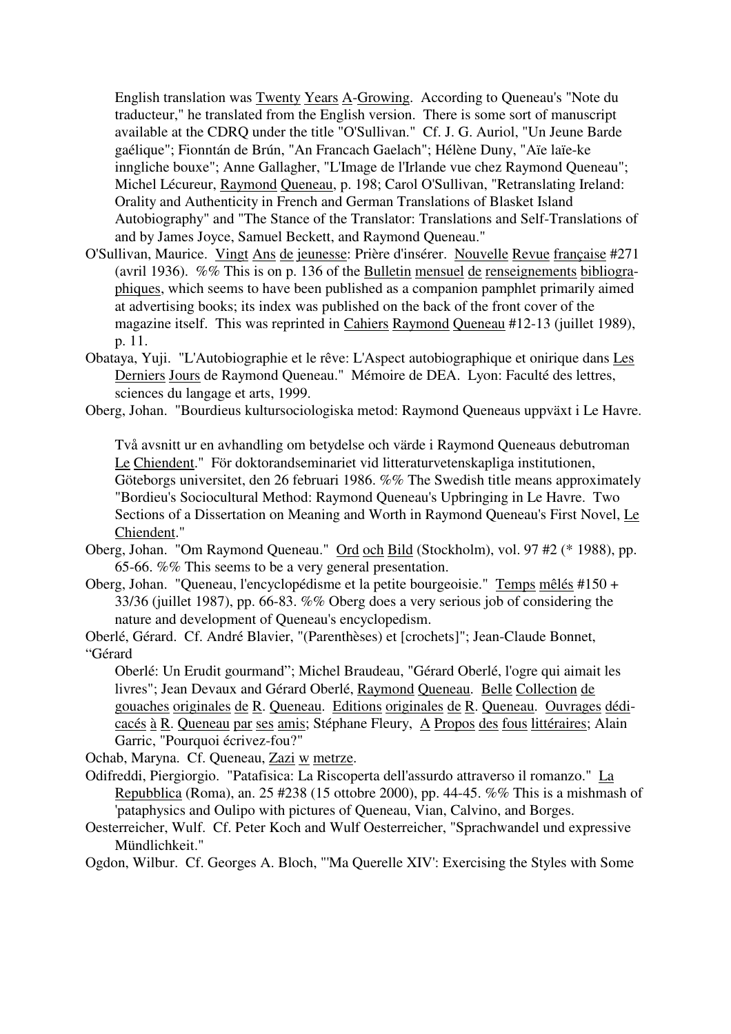English translation was Twenty Years A-Growing. According to Queneau's "Note du traducteur," he translated from the English version. There is some sort of manuscript available at the CDRQ under the title "O'Sullivan." Cf. J. G. Auriol, "Un Jeune Barde gaélique"; Fionntán de Brún, "An Francach Gaelach"; Hélène Duny, "Aïe laïe-ke inngliche bouxe"; Anne Gallagher, "L'Image de l'Irlande vue chez Raymond Queneau"; Michel Lécureur, Raymond Queneau, p. 198; Carol O'Sullivan, "Retranslating Ireland: Orality and Authenticity in French and German Translations of Blasket Island Autobiography" and "The Stance of the Translator: Translations and Self-Translations of and by James Joyce, Samuel Beckett, and Raymond Queneau."

O'Sullivan, Maurice. Vingt Ans de jeunesse: Prière d'insérer. Nouvelle Revue française #271 (avril 1936). %% This is on p. 136 of the Bulletin mensuel de renseignements bibliographiques, which seems to have been published as a companion pamphlet primarily aimed at advertising books; its index was published on the back of the front cover of the magazine itself. This was reprinted in Cahiers Raymond Queneau #12-13 (juillet 1989), p. 11.

Obataya, Yuji. "L'Autobiographie et le rêve: L'Aspect autobiographique et onirique dans Les Derniers Jours de Raymond Queneau." Mémoire de DEA. Lyon: Faculté des lettres, sciences du langage et arts, 1999.

Oberg, Johan. "Bourdieus kultursociologiska metod: Raymond Queneaus uppväxt i Le Havre.

Två avsnitt ur en avhandling om betydelse och värde i Raymond Queneaus debutroman Le Chiendent." För doktorandseminariet vid litteraturvetenskapliga institutionen, Göteborgs universitet, den 26 februari 1986. %% The Swedish title means approximately "Bordieu's Sociocultural Method: Raymond Queneau's Upbringing in Le Havre. Two Sections of a Dissertation on Meaning and Worth in Raymond Queneau's First Novel, Le Chiendent."

Oberg, Johan. "Om Raymond Queneau." Ord och Bild (Stockholm), vol. 97 #2 (* 1988), pp. 65-66. %% This seems to be a very general presentation.

Oberg, Johan. "Queneau, l'encyclopédisme et la petite bourgeoisie." Temps mêlés #150 + 33/36 (juillet 1987), pp. 66-83. %% Oberg does a very serious job of considering the nature and development of Queneau's encyclopedism.

Oberlé, Gérard. Cf. André Blavier, "(Parenthèses) et [crochets]"; Jean-Claude Bonnet, "Gérard Oberlé: Un Erudit gourmand"; Michel Braudeau, "Gérard Oberlé, l'ogre qui aimait les livres"; Jean Devaux and Gérard Oberlé, Raymond Queneau. Belle Collection de gouaches originales de R. Queneau. Editions originales de R. Queneau. Ouvrages dédicacés à R. Queneau par ses amis; Stéphane Fleury, A Propos des fous littéraires; Alain Garric, "Pourquoi écrivez-fou?"

Ochab, Maryna. Cf. Queneau, Zazi w metrze.

Odifreddi, Piergiorgio. "Patafisica: La Riscoperta dell'assurdo attraverso il romanzo." La Repubblica (Roma), an. 25 #238 (15 ottobre 2000), pp. 44-45. %% This is a mishmash of 'pataphysics and Oulipo with pictures of Queneau, Vian, Calvino, and Borges.

Oesterreicher, Wulf. Cf. Peter Koch and Wulf Oesterreicher, "Sprachwandel und expressive Mündlichkeit."

Ogdon, Wilbur. Cf. Georges A. Bloch, "'Ma Querelle XIV': Exercising the Styles with Some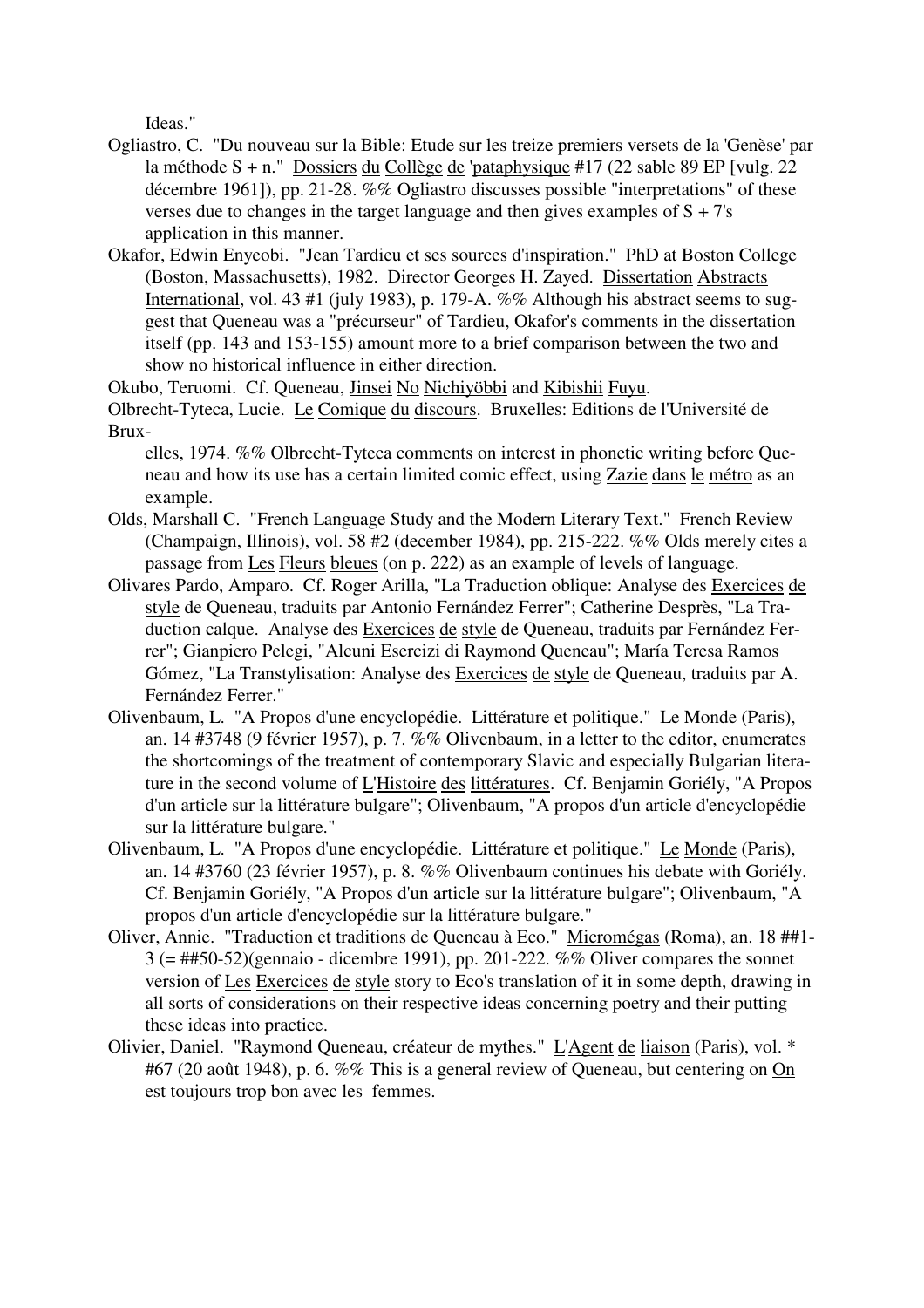Ideas."

Ogliastro, C. "Du nouveau sur la Bible: Etude sur les treize premiers versets de la 'Genèse' par la méthode S + n." Dossiers du Collège de 'pataphysique #17 (22 sable 89 EP [vulg. 22 décembre 1961]), pp. 21-28. %% Ogliastro discusses possible "interpretations" of these verses due to changes in the target language and then gives examples of S + 7's application in this manner.

Okafor, Edwin Enyeobi. "Jean Tardieu et ses sources d'inspiration." PhD at Boston College (Boston, Massachusetts), 1982. Director Georges H. Zayed. Dissertation Abstracts International, vol. 43 #1 (july 1983), p. 179-A. %% Although his abstract seems to suggest that Queneau was a "précurseur" of Tardieu, Okafor's comments in the dissertation itself (pp. 143 and 153-155) amount more to a brief comparison between the two and show no historical influence in either direction.

Okubo, Teruomi. Cf. Queneau, Jinsei No Nichiyöbbi and Kibishii Fuyu.

Olbrecht-Tyteca, Lucie. Le Comique du discours. Bruxelles: Editions de l'Université de Bruxelles, 1974. %% Olbrecht-Tyteca comments on interest in phonetic writing before Queneau and how its use has a certain limited comic effect, using Zazie dans le métro as an example.

Olds, Marshall C. "French Language Study and the Modern Literary Text." French Review (Champaign, Illinois), vol. 58 #2 (december 1984), pp. 215-222. %% Olds merely cites a passage from Les Fleurs bleues (on p. 222) as an example of levels of language.

Olivares Pardo, Amparo. Cf. Roger Arilla, "La Traduction oblique: Analyse des Exercices de style de Queneau, traduits par Antonio Fernández Ferrer"; Catherine Desprès, "La Traduction calque. Analyse des Exercices de style de Queneau, traduits par Fernández Ferrer"; Gianpiero Pelegi, "Alcuni Esercizi di Raymond Queneau"; María Teresa Ramos Gómez, "La Transtylisation: Analyse des Exercices de style de Queneau, traduits par A. Fernández Ferrer."

Olivenbaum, L. "A Propos d'une encyclopédie. Littérature et politique." Le Monde (Paris), an. 14 #3748 (9 février 1957), p. 7. %% Olivenbaum, in a letter to the editor, enumerates the shortcomings of the treatment of contemporary Slavic and especially Bulgarian literature in the second volume of L'Histoire des littératures. Cf. Benjamin Goriély, "A Propos d'un article sur la littérature bulgare"; Olivenbaum, "A propos d'un article d'encyclopédie sur la littérature bulgare."

Olivenbaum, L. "A Propos d'une encyclopédie. Littérature et politique." Le Monde (Paris), an. 14 #3760 (23 février 1957), p. 8. %% Olivenbaum continues his debate with Goriély. Cf. Benjamin Goriély, "A Propos d'un article sur la littérature bulgare"; Olivenbaum, "A propos d'un article d'encyclopédie sur la littérature bulgare."

Oliver, Annie. "Traduction et traditions de Queneau à Eco." Micromégas (Roma), an. 18 ##1-3 (= ##50-52)(gennaio - dicembre 1991), pp. 201-222. %% Oliver compares the sonnet version of Les Exercices de style story to Eco's translation of it in some depth, drawing in all sorts of considerations on their respective ideas concerning poetry and their putting these ideas into practice.

Olivier, Daniel. "Raymond Queneau, créateur de mythes." L'Agent de liaison (Paris), vol. * #67 (20 août 1948), p. 6. %% This is a general review of Queneau, but centering on On est toujours trop bon avec les femmes.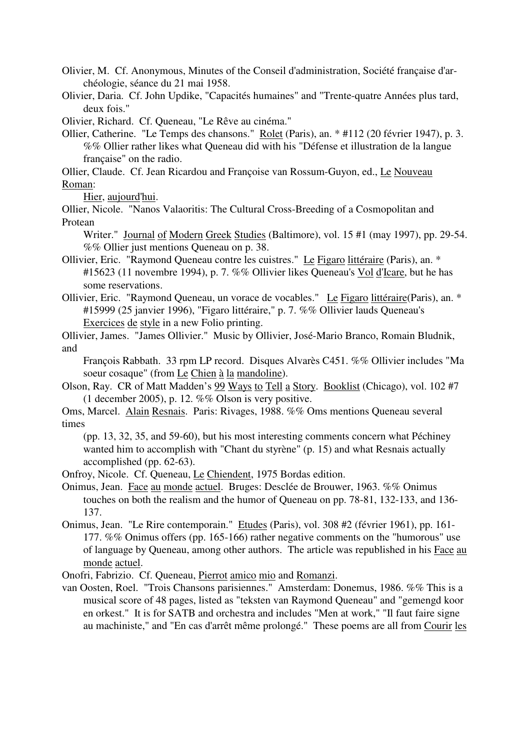Olivier, M. Cf. Anonymous, Minutes of the Conseil d'administration, Société française d'archéologie, séance du 21 mai 1958.

Olivier, Daria. Cf. John Updike, "Capacités humaines" and "Trente-quatre Années plus tard, deux fois."

Olivier, Richard. Cf. Queneau, "Le Rêve au cinéma."

Ollier, Catherine. "Le Temps des chansons." Rolet (Paris), an. * #112 (20 février 1947), p. 3. %% Ollier rather likes what Queneau did with his "Défense et illustration de la langue française" on the radio.

Ollier, Claude. Cf. Jean Ricardou and Françoise van Rossum-Guyon, ed., Le Nouveau Roman: Hier, aujourd'hui.

Ollier, Nicole. "Nanos Valaoritis: The Cultural Cross-Breeding of a Cosmopolitan and Protean Writer." Journal of Modern Greek Studies (Baltimore), vol. 15 #1 (may 1997), pp. 29-54. %% Ollier just mentions Queneau on p. 38.

Ollivier, Eric. "Raymond Queneau contre les cuistres." Le Figaro littéraire (Paris), an. * #15623 (11 novembre 1994), p. 7. %% Ollivier likes Queneau's Vol d'Icare, but he has some reservations.

Ollivier, Eric. "Raymond Queneau, un vorace de vocables." Le Figaro littéraire(Paris), an. * #15999 (25 janvier 1996), "Figaro littéraire," p. 7. %% Ollivier lauds Queneau's Exercices de style in a new Folio printing.

Ollivier, James. "James Ollivier." Music by Ollivier, José-Mario Branco, Romain Bludnik, and François Rabbath. 33 rpm LP record. Disques Alvarès C451. %% Ollivier includes "Ma soeur cosaque" (from Le Chien à la mandoline).

Olson, Ray. CR of Matt Madden's 99 Ways to Tell a Story. Booklist (Chicago), vol. 102 #7 (1 december 2005), p. 12. %% Olson is very positive.

Oms, Marcel. Alain Resnais. Paris: Rivages, 1988. %% Oms mentions Queneau several times (pp. 13, 32, 35, and 59-60), but his most interesting comments concern what Péchiney wanted him to accomplish with "Chant du styrène" (p. 15) and what Resnais actually accomplished (pp. 62-63).

Onfroy, Nicole. Cf. Queneau, Le Chiendent, 1975 Bordas edition.

Onimus, Jean. Face au monde actuel. Bruges: Desclée de Brouwer, 1963. %% Onimus touches on both the realism and the humor of Queneau on pp. 78-81, 132-133, and 136-137.

Onimus, Jean. "Le Rire contemporain." Etudes (Paris), vol. 308 #2 (février 1961), pp. 161-177. %% Onimus offers (pp. 165-166) rather negative comments on the "humorous" use of language by Queneau, among other authors. The article was republished in his Face au monde actuel.

Onofri, Fabrizio. Cf. Queneau, Pierrot amico mio and Romanzi.

van Oosten, Roel. "Trois Chansons parisiennes." Amsterdam: Donemus, 1986. %% This is a musical score of 48 pages, listed as "teksten van Raymond Queneau" and "gemengd koor en orkest." It is for SATB and orchestra and includes "Men at work," "Il faut faire signe au machiniste," and "En cas d'arrêt même prolongé." These poems are all from Courir les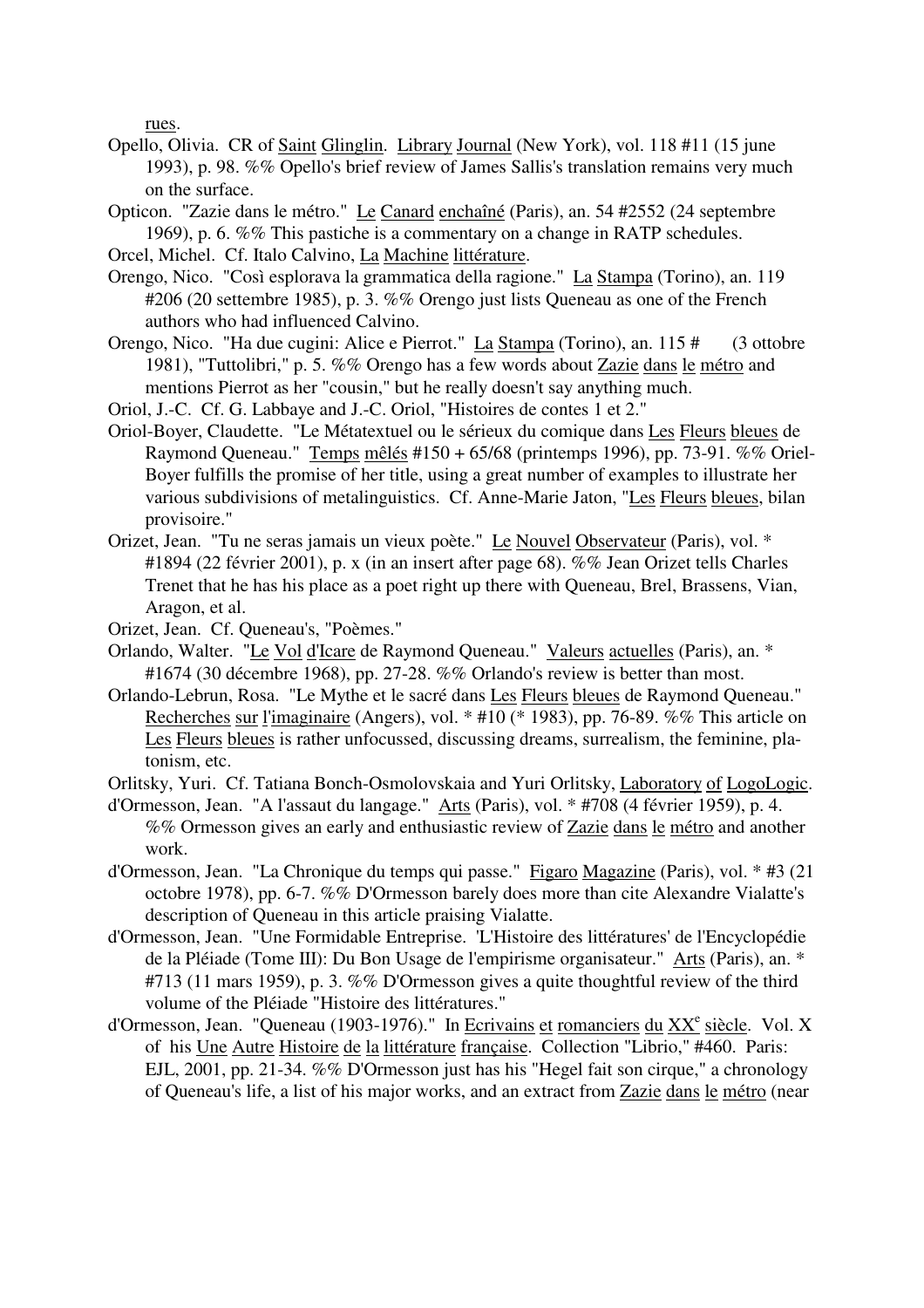rues.

Opello, Olivia. CR of Saint Glinglin. Library Journal (New York), vol. 118 #11 (15 june 1993), p. 98. %% Opello's brief review of James Sallis's translation remains very much on the surface.

Opticon. "Zazie dans le métro." Le Canard enchaîné (Paris), an. 54 #2552 (24 septembre 1969), p. 6. %% This pastiche is a commentary on a change in RATP schedules.

Orcel, Michel. Cf. Italo Calvino, La Machine littérature.

Orengo, Nico. "Così esplorava la grammatica della ragione." La Stampa (Torino), an. 119 #206 (20 settembre 1985), p. 3. %% Orengo just lists Queneau as one of the French authors who had influenced Calvino.

Orengo, Nico. "Ha due cugini: Alice e Pierrot." La Stampa (Torino), an. 115 #      (3 ottobre 1981), "Tuttolibri," p. 5. %% Orengo has a few words about Zazie dans le métro and mentions Pierrot as her "cousin," but he really doesn't say anything much.

Oriol, J.-C. Cf. G. Labbaye and J.-C. Oriol, "Histoires de contes 1 et 2."

Oriol-Boyer, Claudette. "Le Métatextuel ou le sérieux du comique dans Les Fleurs bleues de Raymond Queneau." Temps mêlés #150 + 65/68 (printemps 1996), pp. 73-91. %% Oriol-Boyer fulfills the promise of her title, using a great number of examples to illustrate her various subdivisions of metalinguistics. Cf. Anne-Marie Jaton, "Les Fleurs bleues, bilan provisoire."

Orizet, Jean. "Tu ne seras jamais un vieux poète." Le Nouvel Observateur (Paris), vol. * #1894 (22 février 2001), p. x (in an insert after page 68). %% Jean Orizet tells Charles Trenet that he has his place as a poet right up there with Queneau, Brel, Brassens, Vian, Aragon, et al.

Orizet, Jean. Cf. Queneau's, "Poèmes."

Orlando, Walter. "Le Vol d'Icare de Raymond Queneau." Valeurs actuelles (Paris), an. * #1674 (30 décembre 1968), pp. 27-28. %% Orlando's review is better than most.

Orlando-Lebrun, Rosa. "Le Mythe et le sacré dans Les Fleurs bleues de Raymond Queneau." Recherches sur l'imaginaire (Angers), vol. * #10 (* 1983), pp. 76-89. %% This article on Les Fleurs bleues is rather unfocussed, discussing dreams, surrealism, the feminine, platonism, etc.

Orlitsky, Yuri. Cf. Tatiana Bonch-Osmolovskaia and Yuri Orlitsky, Laboratory of LogoLogic.

d'Ormesson, Jean. "A l'assaut du langage." Arts (Paris), vol. * #708 (4 février 1959), p. 4. %% Ormesson gives an early and enthusiastic review of Zazie dans le métro and another work.

d'Ormesson, Jean. "La Chronique du temps qui passe." Figaro Magazine (Paris), vol. * #3 (21 octobre 1978), pp. 6-7. %% D'Ormesson barely does more than cite Alexandre Vialatte's description of Queneau in this article praising Vialatte.

d'Ormesson, Jean. "Une Formidable Entreprise. 'L'Histoire des littératures' de l'Encyclopédie de la Pléiade (Tome III): Du Bon Usage de l'empirisme organisateur." Arts (Paris), an. * #713 (11 mars 1959), p. 3. %% D'Ormesson gives a quite thoughtful review of the third volume of the Pléiade "Histoire des littératures."

d'Ormesson, Jean. "Queneau (1903-1976)." In Ecrivains et romanciers du XX^e siècle. Vol. X of his Une Autre Histoire de la littérature française. Collection "Librio," #460. Paris: EJL, 2001, pp. 21-34. %% D'Ormesson just has his "Hegel fait son cirque," a chronology of Queneau's life, a list of his major works, and an extract from Zazie dans le métro (near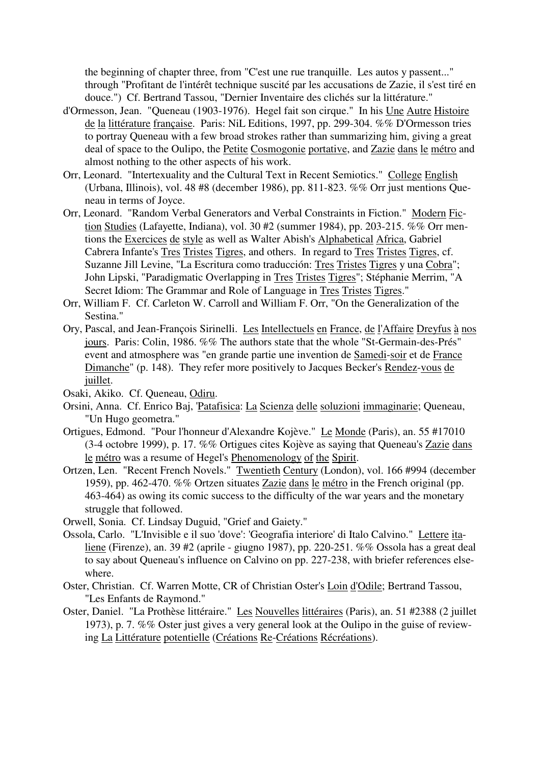the beginning of chapter three, from "C'est une rue tranquille. Les autos y passent..." through "Profitant de l'intérêt technique suscité par les accusations de Zazie, il s'est tiré en douce.") Cf. Bertrand Tassou, "Dernier Inventaire des clichés sur la littérature."

d'Ormesson, Jean. "Queneau (1903-1976). Hegel fait son cirque." In his Une Autre Histoire de la littérature française. Paris: NiL Editions, 1997, pp. 299-304. %% D'Ormesson tries to portray Queneau with a few broad strokes rather than summarizing him, giving a great deal of space to the Oulipo, the Petite Cosmogonie portative, and Zazie dans le métro and almost nothing to the other aspects of his work.

Orr, Leonard. "Intertexuality and the Cultural Text in Recent Semiotics." College English (Urbana, Illinois), vol. 48 #8 (december 1986), pp. 811-823. %% Orr just mentions Queneau in terms of Joyce.

Orr, Leonard. "Random Verbal Generators and Verbal Constraints in Fiction." Modern Fiction Studies (Lafayette, Indiana), vol. 30 #2 (summer 1984), pp. 203-215. %% Orr mentions the Exercices de style as well as Walter Abish's Alphabetical Africa, Gabriel Cabrera Infante's Tres Tristes Tigres, and others. In regard to Tres Tristes Tigres, cf. Suzanne Jill Levine, "La Escritura como traducción: Tres Tristes Tigres y una Cobra"; John Lipski, "Paradigmatic Overlapping in Tres Tristes Tigres"; Stéphanie Merrim, "A Secret Idiom: The Grammar and Role of Language in Tres Tristes Tigres."

Orr, William F. Cf. Carleton W. Carroll and William F. Orr, "On the Generalization of the Sestina."

Ory, Pascal, and Jean-François Sirinelli. Les Intellectuels en France, de l'Affaire Dreyfus à nos jours. Paris: Colin, 1986. %% The authors state that the whole "St-Germain-des-Prés" event and atmosphere was "en grande partie une invention de Samedi-soir et de France Dimanche" (p. 148). They refer more positively to Jacques Becker's Rendez-vous de juillet.

Osaki, Akiko. Cf. Queneau, Odiru.

Orsini, Anna. Cf. Enrico Baj, 'Patafisica: La Scienza delle soluzioni immaginarie; Queneau, "Un Hugo geometra."

Ortigues, Edmond. "Pour l'honneur d'Alexandre Kojève." Le Monde (Paris), an. 55 #17010 (3-4 octobre 1999), p. 17. %% Ortigues cites Kojève as saying that Queneau's Zazie dans le métro was a resume of Hegel's Phenomenology of the Spirit.

Ortzen, Len. "Recent French Novels." Twentieth Century (London), vol. 166 #994 (december 1959), pp. 462-470. %% Ortzen situates Zazie dans le métro in the French original (pp. 463-464) as owing its comic success to the difficulty of the war years and the monetary struggle that followed.

Orwell, Sonia. Cf. Lindsay Duguid, "Grief and Gaiety."

Ossola, Carlo. "L'Invisible e il suo 'dove': 'Geografia interiore' di Italo Calvino." Lettere italiene (Firenze), an. 39 #2 (aprile - giugno 1987), pp. 220-251. %% Ossola has a great deal to say about Queneau's influence on Calvino on pp. 227-238, with briefer references elsewhere.

Oster, Christian. Cf. Warren Motte, CR of Christian Oster's Loin d'Odile; Bertrand Tassou, "Les Enfants de Raymond."

Oster, Daniel. "La Prothèse littéraire." Les Nouvelles littéraires (Paris), an. 51 #2388 (2 juillet 1973), p. 7. %% Oster just gives a very general look at the Oulipo in the guise of reviewing La Littérature potentielle (Créations Re-Créations Récréations).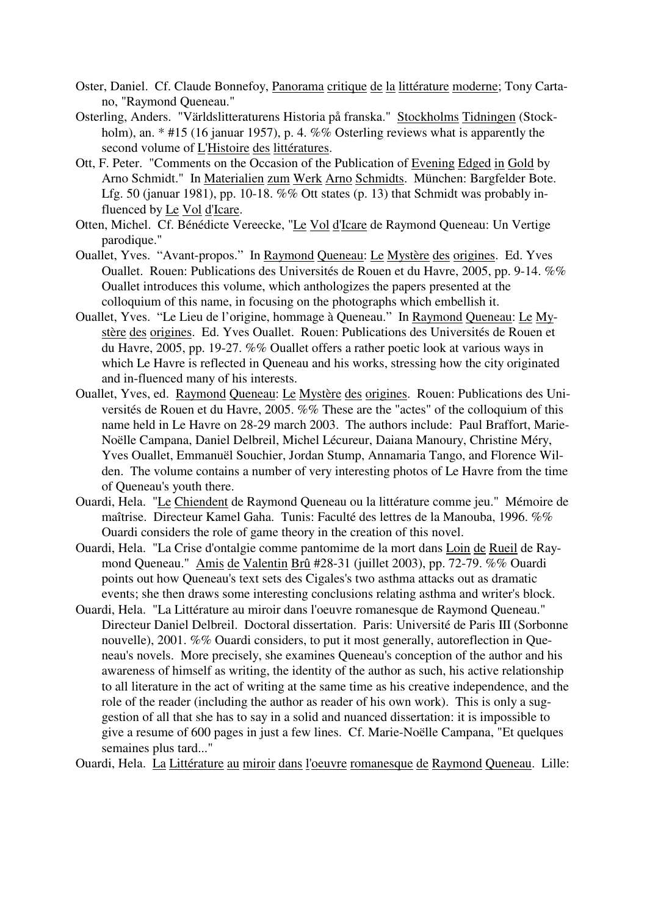Oster, Daniel. Cf. Claude Bonnefoy, Panorama critique de la littérature moderne; Tony Cartano, "Raymond Queneau."

Osterling, Anders. "Världslitteraturens Historia på franska." Stockholms Tidningen (Stockholm), an. * #15 (16 januar 1957), p. 4. %% Osterling reviews what is apparently the second volume of L'Histoire des littératures.

Ott, F. Peter. "Comments on the Occasion of the Publication of Evening Edged in Gold by Arno Schmidt." In Materialien zum Werk Arno Schmidts. München: Bargfelder Bote. Lfg. 50 (januar 1981), pp. 10-18. %% Ott states (p. 13) that Schmidt was probably influenced by Le Vol d'Icare.

Otten, Michel. Cf. Bénédicte Vereecke, "Le Vol d'Icare de Raymond Queneau: Un Vertige parodique."

Ouallet, Yves. "Avant-propos." In Raymond Queneau: Le Mystère des origines. Ed. Yves Ouallet. Rouen: Publications des Universités de Rouen et du Havre, 2005, pp. 9-14. %% Ouallet introduces this volume, which anthologizes the papers presented at the colloquium of this name, in focusing on the photographs which embellish it.

Ouallet, Yves. "Le Lieu de l'origine, hommage à Queneau." In Raymond Queneau: Le Mystère des origines. Ed. Yves Ouallet. Rouen: Publications des Universités de Rouen et du Havre, 2005, pp. 19-27. %% Ouallet offers a rather poetic look at various ways in which Le Havre is reflected in Queneau and his works, stressing how the city originated and in-fluenced many of his interests.

Ouallet, Yves, ed. Raymond Queneau: Le Mystère des origines. Rouen: Publications des Universités de Rouen et du Havre, 2005. %% These are the "actes" of the colloquium of this name held in Le Havre on 28-29 march 2003. The authors include: Paul Braffort, Marie-Noëlle Campana, Daniel Delbreil, Michel Lécureur, Daiana Manoury, Christine Méry, Yves Ouallet, Emmanuël Souchier, Jordan Stump, Annamaria Tango, and Florence Wilden. The volume contains a number of very interesting photos of Le Havre from the time of Queneau's youth there.

Ouardi, Hela. "Le Chiendent de Raymond Queneau ou la littérature comme jeu." Mémoire de maîtrise. Directeur Kamel Gaha. Tunis: Faculté des lettres de la Manouba, 1996. %% Ouardi considers the role of game theory in the creation of this novel.

Ouardi, Hela. "La Crise d'ontalgie comme pantomime de la mort dans Loin de Rueil de Raymond Queneau." Amis de Valentin Brû #28-31 (juillet 2003), pp. 72-79. %% Ouardi points out how Queneau's text sets des Cigales's two asthma attacks out as dramatic events; she then draws some interesting conclusions relating asthma and writer's block.

Ouardi, Hela. "La Littérature au miroir dans l'oeuvre romanesque de Raymond Queneau." Directeur Daniel Delbreil. Doctoral dissertation. Paris: Université de Paris III (Sorbonne nouvelle), 2001. %% Ouardi considers, to put it most generally, autoreflection in Queneau's novels. More precisely, she examines Queneau's conception of the author and his awareness of himself as writing, the identity of the author as such, his active relationship to all literature in the act of writing at the same time as his creative independence, and the role of the reader (including the author as reader of his own work). This is only a suggestion of all that she has to say in a solid and nuanced dissertation: it is impossible to give a resume of 600 pages in just a few lines. Cf. Marie-Noëlle Campana, "Et quelques semaines plus tard..."

Ouardi, Hela. La Littérature au miroir dans l'oeuvre romanesque de Raymond Queneau. Lille: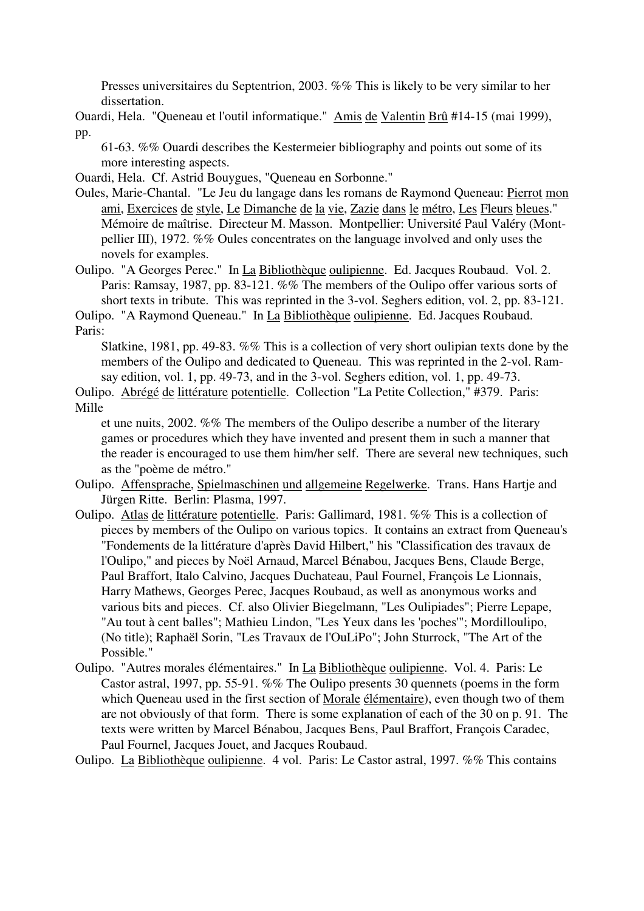Presses universitaires du Septentrion, 2003. %% This is likely to be very similar to her dissertation.

Ouardi, Hela. "Queneau et l'outil informatique." Amis de Valentin Brû #14-15 (mai 1999), pp. 61-63. %% Ouardi describes the Kestermeier bibliography and points out some of its more interesting aspects.

Ouardi, Hela. Cf. Astrid Bouygues, "Queneau en Sorbonne."

Oules, Marie-Chantal. "Le Jeu du langage dans les romans de Raymond Queneau: Pierrot mon ami, Exercices de style, Le Dimanche de la vie, Zazie dans le métro, Les Fleurs bleues." Mémoire de maîtrise. Directeur M. Masson. Montpellier: Université Paul Valéry (Montpellier III), 1972. %% Oules concentrates on the language involved and only uses the novels for examples.

Oulipo. "A Georges Perec." In La Bibliothèque oulipienne. Ed. Jacques Roubaud. Vol. 2. Paris: Ramsay, 1987, pp. 83-121. %% The members of the Oulipo offer various sorts of short texts in tribute. This was reprinted in the 3-vol. Seghers edition, vol. 2, pp. 83-121.

Oulipo. "A Raymond Queneau." In La Bibliothèque oulipienne. Ed. Jacques Roubaud. Paris: Slatkine, 1981, pp. 49-83. %% This is a collection of very short oulipian texts done by the members of the Oulipo and dedicated to Queneau. This was reprinted in the 2-vol. Ramsay edition, vol. 1, pp. 49-73, and in the 3-vol. Seghers edition, vol. 1, pp. 49-73.

Oulipo. Abrégé de littérature potentielle. Collection "La Petite Collection," #379. Paris: Mille et une nuits, 2002. %% The members of the Oulipo describe a number of the literary games or procedures which they have invented and present them in such a manner that the reader is encouraged to use them him/her self. There are several new techniques, such as the "poème de métro."

Oulipo. Affensprache, Spielmaschinen und allgemeine Regelwerke. Trans. Hans Hartje and Jürgen Ritte. Berlin: Plasma, 1997.

Oulipo. Atlas de littérature potentielle. Paris: Gallimard, 1981. %% This is a collection of pieces by members of the Oulipo on various topics. It contains an extract from Queneau's "Fondements de la littérature d'après David Hilbert," his "Classification des travaux de l'Oulipo," and pieces by Noël Arnaud, Marcel Bénabou, Jacques Bens, Claude Berge, Paul Braffort, Italo Calvino, Jacques Duchateau, Paul Fournel, François Le Lionnais, Harry Mathews, Georges Perec, Jacques Roubaud, as well as anonymous works and various bits and pieces. Cf. also Olivier Biegelmann, "Les Oulipiades"; Pierre Lepape, "Au tout à cent balles"; Mathieu Lindon, "Les Yeux dans les 'poches'"; Mordilloulipo, (No title); Raphaël Sorin, "Les Travaux de l'OuLiPo"; John Sturrock, "The Art of the Possible."

Oulipo. "Autres morales élémentaires." In La Bibliothèque oulipienne. Vol. 4. Paris: Le Castor astral, 1997, pp. 55-91. %% The Oulipo presents 30 quennets (poems in the form which Queneau used in the first section of Morale élémentaire), even though two of them are not obviously of that form. There is some explanation of each of the 30 on p. 91. The texts were written by Marcel Bénabou, Jacques Bens, Paul Braffort, François Caradec, Paul Fournel, Jacques Jouet, and Jacques Roubaud.

Oulipo. La Bibliothèque oulipienne. 4 vol. Paris: Le Castor astral, 1997. %% This contains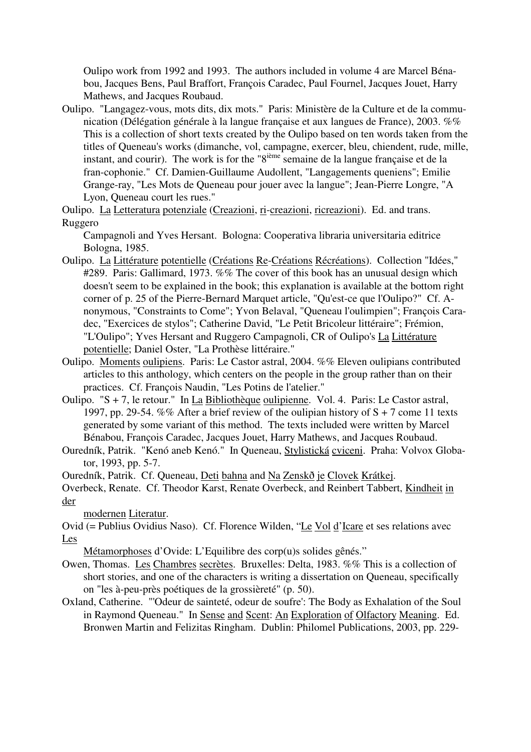Oulipo work from 1992 and 1993. The authors included in volume 4 are Marcel Bénabou, Jacques Bens, Paul Braffort, François Caradec, Paul Fournel, Jacques Jouet, Harry Mathews, and Jacques Roubaud.

Oulipo. "Langagez-vous, mots dits, dix mots." Paris: Ministère de la Culture et de la communication (Délégation générale à la langue française et aux langues de France), 2003. %% This is a collection of short texts created by the Oulipo based on ten words taken from the titles of Queneau's works (dimanche, vol, campagne, exercer, bleu, chiendent, rude, mille, instant, and courir). The work is for the "8ième semaine de la langue française et de la fran-cophonie." Cf. Damien-Guillaume Audollent, "Langagements queniens"; Emilie Grange-ray, "Les Mots de Queneau pour jouer avec la langue"; Jean-Pierre Longre, "A Lyon, Queneau court les rues."

Oulipo. La Letteratura potenziale (Creazioni, ri-creazioni, ricreazioni). Ed. and trans. Ruggero Campagnoli and Yves Hersant. Bologna: Cooperativa libraria universitaria editrice Bologna, 1985.

Oulipo. La Littérature potentielle (Créations Re-Créations Récréations). Collection "Idées," #289. Paris: Gallimard, 1973. %% The cover of this book has an unusual design which doesn't seem to be explained in the book; this explanation is available at the bottom right corner of p. 25 of the Pierre-Bernard Marquet article, "Qu'est-ce que l'Oulipo?" Cf. Anonymous, "Constraints to Come"; Yvon Belaval, "Queneau l'oulimpien"; François Caradec, "Exercices de stylos"; Catherine David, "Le Petit Bricoleur littéraire"; Frémion, "L'Oulipo"; Yves Hersant and Ruggero Campagnoli, CR of Oulipo's La Littérature potentielle; Daniel Oster, "La Prothèse littéraire."

Oulipo. Moments oulipiens. Paris: Le Castor astral, 2004. %% Eleven oulipians contributed articles to this anthology, which centers on the people in the group rather than on their practices. Cf. François Naudin, "Les Potins de l'atelier."

Oulipo. "S + 7, le retour." In La Bibliothèque oulipienne. Vol. 4. Paris: Le Castor astral, 1997, pp. 29-54. %% After a brief review of the oulipian history of S + 7 come 11 texts generated by some variant of this method. The texts included were written by Marcel Bénabou, François Caradec, Jacques Jouet, Harry Mathews, and Jacques Roubaud.

Ouredník, Patrik. "Kenó aneb Kenó." In Queneau, Stylistická cviceni. Praha: Volvox Globator, 1993, pp. 5-7.

Ouredník, Patrik. Cf. Queneau, Deti bahna and Na Zenskð je Clovek Krátkej.

Overbeck, Renate. Cf. Theodor Karst, Renate Overbeck, and Reinbert Tabbert, Kindheit in der modernen Literatur.

Ovid (= Publius Ovidius Naso). Cf. Florence Wilden, "Le Vol d'Icare et ses relations avec Les Métamorphoses d'Ovide: L'Equilibre des corp(u)s solides gênés."

Owen, Thomas. Les Chambres secrètes. Bruxelles: Delta, 1983. %% This is a collection of short stories, and one of the characters is writing a dissertation on Queneau, specifically on "les à-peu-près poétiques de la grossièreté" (p. 50).

Oxland, Catherine. "'Odeur de sainteté, odeur de soufre': The Body as Exhalation of the Soul in Raymond Queneau." In Sense and Scent: An Exploration of Olfactory Meaning. Ed. Bronwen Martin and Felizitas Ringham. Dublin: Philomel Publications, 2003, pp. 229-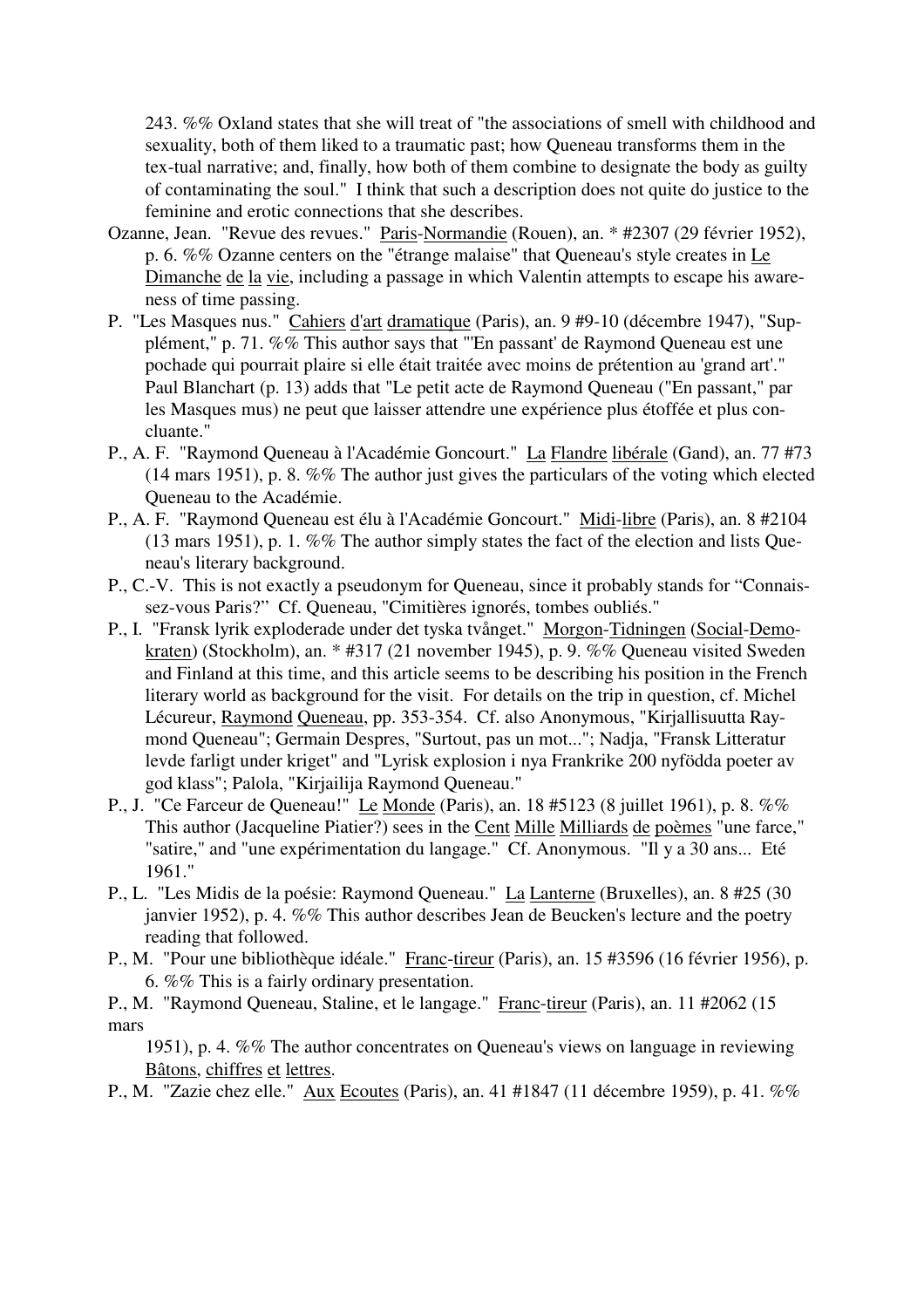243. %% Oxland states that she will treat of "the associations of smell with childhood and sexuality, both of them liked to a traumatic past; how Queneau transforms them in the tex-tual narrative; and, finally, how both of them combine to designate the body as guilty of contaminating the soul." I think that such a description does not quite do justice to the feminine and erotic connections that she describes.

Ozanne, Jean. "Revue des revues." Paris-Normandie (Rouen), an. * #2307 (29 février 1952), p. 6. %% Ozanne centers on the "étrange malaise" that Queneau's style creates in Le Dimanche de la vie, including a passage in which Valentin attempts to escape his aware-ness of time passing.

P. "Les Masques nus." Cahiers d'art dramatique (Paris), an. 9 #9-10 (décembre 1947), "Sup-plément," p. 71. %% This author says that "'En passant' de Raymond Queneau est une pochade qui pourrait plaire si elle était traitée avec moins de prétention au 'grand art'." Paul Blanchart (p. 13) adds that "Le petit acte de Raymond Queneau ("En passant," par les Masques mus) ne peut que laisser attendre une expérience plus étoffée et plus con-cluante."

P., A. F. "Raymond Queneau à l'Académie Goncourt." La Flandre libérale (Gand), an. 77 #73 (14 mars 1951), p. 8. %% The author just gives the particulars of the voting which elected Queneau to the Académie.

P., A. F. "Raymond Queneau est élu à l'Académie Goncourt." Midi-libre (Paris), an. 8 #2104 (13 mars 1951), p. 1. %% The author simply states the fact of the election and lists Que-neau's literary background.

P., C.-V. This is not exactly a pseudonym for Queneau, since it probably stands for "Connais-sez-vous Paris?" Cf. Queneau, "Cimitières ignorés, tombes oubliés."

P., I. "Fransk lyrik exploderade under det tyska tvånget." Morgon-Tidningen (Social-Demo-kraten) (Stockholm), an. * #317 (21 november 1945), p. 9. %% Queneau visited Sweden and Finland at this time, and this article seems to be describing his position in the French literary world as background for the visit. For details on the trip in question, cf. Michel Lécureur, Raymond Queneau, pp. 353-354. Cf. also Anonymous, "Kirjallisuutta Ray-mond Queneau"; Germain Despres, "Surtout, pas un mot..."; Nadja, "Fransk Litteratur levde farligt under kriget" and "Lyrisk explosion i nya Frankrike 200 nyfödda poeter av god klass"; Palola, "Kirjailija Raymond Queneau."

P., J. "Ce Farceur de Queneau!" Le Monde (Paris), an. 18 #5123 (8 juillet 1961), p. 8. %% This author (Jacqueline Piatier?) sees in the Cent Mille Milliards de poèmes "une farce," "satire," and "une expérimentation du langage." Cf. Anonymous. "Il y a 30 ans... Eté 1961."

P., L. "Les Midis de la poésie: Raymond Queneau." La Lanterne (Bruxelles), an. 8 #25 (30 janvier 1952), p. 4. %% This author describes Jean de Beucken's lecture and the poetry reading that followed.

P., M. "Pour une bibliothèque idéale." Franc-tireur (Paris), an. 15 #3596 (16 février 1956), p. 6. %% This is a fairly ordinary presentation.

P., M. "Raymond Queneau, Staline, et le langage." Franc-tireur (Paris), an. 11 #2062 (15 mars 1951), p. 4. %% The author concentrates on Queneau's views on language in reviewing Bâtons, chiffres et lettres.

P., M. "Zazie chez elle." Aux Ecoutes (Paris), an. 41 #1847 (11 décembre 1959), p. 41. %%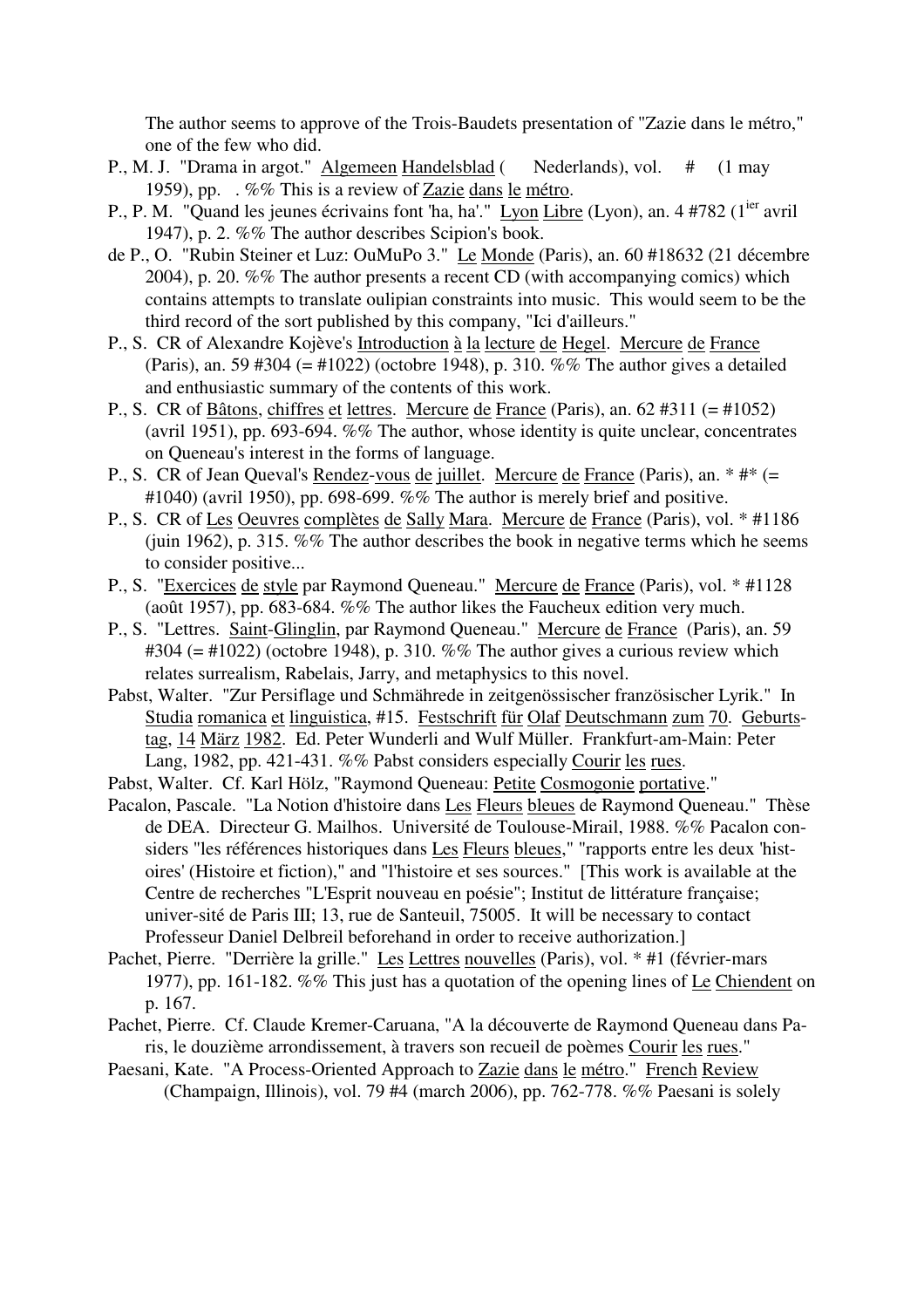The author seems to approve of the Trois-Baudets presentation of "Zazie dans le métro," one of the few who did.

P., M. J. "Drama in argot." Algemeen Handelsblad ( Nederlands), vol. # (1 may 1959), pp. . %% This is a review of Zazie dans le métro.

P., P. M. "Quand les jeunes écrivains font 'ha, ha'." Lyon Libre (Lyon), an. 4 #782 (1ier avril 1947), p. 2. %% The author describes Scipion's book.

de P., O. "Rubin Steiner et Luz: OuMuPo 3." Le Monde (Paris), an. 60 #18632 (21 décembre 2004), p. 20. %% The author presents a recent CD (with accompanying comics) which contains attempts to translate oulipian constraints into music. This would seem to be the third record of the sort published by this company, "Ici d'ailleurs."

P., S. CR of Alexandre Kojève's Introduction à la lecture de Hegel. Mercure de France (Paris), an. 59 #304 (= #1022) (octobre 1948), p. 310. %% The author gives a detailed and enthusiastic summary of the contents of this work.

P., S. CR of Bâtons, chiffres et lettres. Mercure de France (Paris), an. 62 #311 (= #1052) (avril 1951), pp. 693-694. %% The author, whose identity is quite unclear, concentrates on Queneau's interest in the forms of language.

P., S. CR of Jean Queval's Rendez-vous de juillet. Mercure de France (Paris), an. * #* (= #1040) (avril 1950), pp. 698-699. %% The author is merely brief and positive.

P., S. CR of Les Oeuvres complètes de Sally Mara. Mercure de France (Paris), vol. * #1186 (juin 1962), p. 315. %% The author describes the book in negative terms which he seems to consider positive...

P., S. "Exercices de style par Raymond Queneau." Mercure de France (Paris), vol. * #1128 (août 1957), pp. 683-684. %% The author likes the Faucheux edition very much.

P., S. "Lettres. Saint-Glinglin, par Raymond Queneau." Mercure de France (Paris), an. 59 #304 (= #1022) (octobre 1948), p. 310. %% The author gives a curious review which relates surrealism, Rabelais, Jarry, and metaphysics to this novel.

Pabst, Walter. "Zur Persiflage und Schmährede in zeitgenössischer französischer Lyrik." In Studia romanica et linguistica, #15. Festschrift für Olaf Deutschmann zum 70. Geburtstag, 14 März 1982. Ed. Peter Wunderli and Wulf Müller. Frankfurt-am-Main: Peter Lang, 1982, pp. 421-431. %% Pabst considers especially Courir les rues.

Pabst, Walter. Cf. Karl Hölz, "Raymond Queneau: Petite Cosmogonie portative."

Pacalon, Pascale. "La Notion d'histoire dans Les Fleurs bleues de Raymond Queneau." Thèse de DEA. Directeur G. Mailhos. Université de Toulouse-Mirail, 1988. %% Pacalon considers "les références historiques dans Les Fleurs bleues," "rapports entre les deux 'histoires' (Histoire et fiction)," and "l'histoire et ses sources." [This work is available at the Centre de recherches "L'Esprit nouveau en poésie"; Institut de littérature française; univer-sité de Paris III; 13, rue de Santeuil, 75005. It will be necessary to contact Professeur Daniel Delbreil beforehand in order to receive authorization.]

Pachet, Pierre. "Derrière la grille." Les Lettres nouvelles (Paris), vol. * #1 (février-mars 1977), pp. 161-182. %% This just has a quotation of the opening lines of Le Chiendent on p. 167.

Pachet, Pierre. Cf. Claude Kremer-Caruana, "A la découverte de Raymond Queneau dans Paris, le douzième arrondissement, à travers son recueil de poèmes Courir les rues."

Paesani, Kate. "A Process-Oriented Approach to Zazie dans le métro." French Review (Champaign, Illinois), vol. 79 #4 (march 2006), pp. 762-778. %% Paesani is solely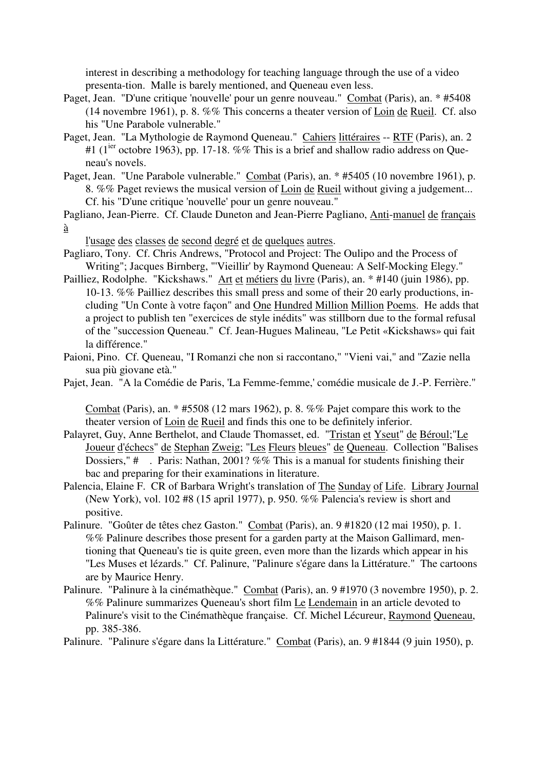interest in describing a methodology for teaching language through the use of a video presenta-tion. Malle is barely mentioned, and Queneau even less.

Paget, Jean. "D'une critique 'nouvelle' pour un genre nouveau." Combat (Paris), an. * #5408 (14 novembre 1961), p. 8. %% This concerns a theater version of Loin de Rueil. Cf. also his "Une Parabole vulnerable."

Paget, Jean. "La Mythologie de Raymond Queneau." Cahiers littéraires -- RTF (Paris), an. 2 #1 (1ier octobre 1963), pp. 17-18. %% This is a brief and shallow radio address on Queneau's novels.

Paget, Jean. "Une Parabole vulnerable." Combat (Paris), an. * #5405 (10 novembre 1961), p. 8. %% Paget reviews the musical version of Loin de Rueil without giving a judgement... Cf. his "D'une critique 'nouvelle' pour un genre nouveau."

Pagliano, Jean-Pierre. Cf. Claude Duneton and Jean-Pierre Pagliano, Anti-manuel de français à l'usage des classes de second degré et de quelques autres.

Pagliaro, Tony. Cf. Chris Andrews, "Protocol and Project: The Oulipo and the Process of Writing"; Jacques Birnberg, "'Vieillir' by Raymond Queneau: A Self-Mocking Elegy."

Pailliez, Rodolphe. "Kickshaws." Art et métiers du livre (Paris), an. * #140 (juin 1986), pp. 10-13. %% Pailliez describes this small press and some of their 20 early productions, including "Un Conte à votre façon" and One Hundred Million Million Poems. He adds that a project to publish ten "exercices de style inédits" was stillborn due to the formal refusal of the "succession Queneau." Cf. Jean-Hugues Malineau, "Le Petit «Kickshaws» qui fait la différence."

Paioni, Pino. Cf. Queneau, "I Romanzi che non si raccontano," "Vieni vai," and "Zazie nella sua più giovane età."

Pajet, Jean. "A la Comédie de Paris, 'La Femme-femme,' comédie musicale de J.-P. Ferrière." Combat (Paris), an. * #5508 (12 mars 1962), p. 8. %% Pajet compare this work to the theater version of Loin de Rueil and finds this one to be definitely inferior.

Palayret, Guy, Anne Berthelot, and Claude Thomasset, ed. "Tristan et Yseut" de Béroul;"Le Joueur d'échecs" de Stephan Zweig; "Les Fleurs bleues" de Queneau. Collection "Balises Dossiers," # . Paris: Nathan, 2001? %% This is a manual for students finishing their bac and preparing for their examinations in literature.

Palencia, Elaine F. CR of Barbara Wright's translation of The Sunday of Life. Library Journal (New York), vol. 102 #8 (15 april 1977), p. 950. %% Palencia's review is short and positive.

Palinure. "Goûter de têtes chez Gaston." Combat (Paris), an. 9 #1820 (12 mai 1950), p. 1. %% Palinure describes those present for a garden party at the Maison Gallimard, mentioning that Queneau's tie is quite green, even more than the lizards which appear in his "Les Muses et lézards." Cf. Palinure, "Palinure s'égare dans la Littérature." The cartoons are by Maurice Henry.

Palinure. "Palinure à la cinémathèque." Combat (Paris), an. 9 #1970 (3 novembre 1950), p. 2. %% Palinure summarizes Queneau's short film Le Lendemain in an article devoted to Palinure's visit to the Cinémathèque française. Cf. Michel Lécureur, Raymond Queneau, pp. 385-386.

Palinure. "Palinure s'égare dans la Littérature." Combat (Paris), an. 9 #1844 (9 juin 1950), p.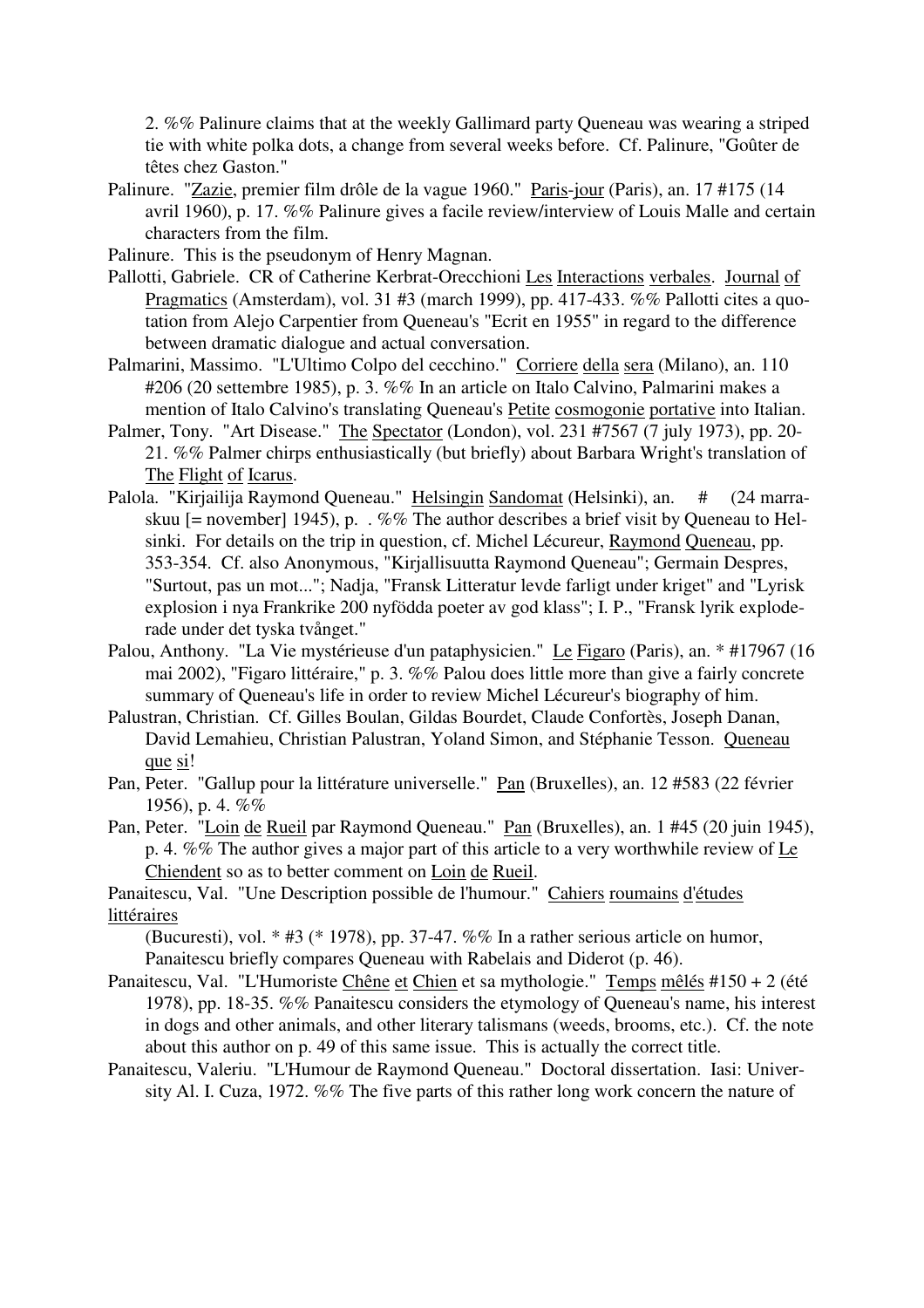2. %% Palinure claims that at the weekly Gallimard party Queneau was wearing a striped tie with white polka dots, a change from several weeks before. Cf. Palinure, "Goûter de têtes chez Gaston."

Palinure. "Zazie, premier film drôle de la vague 1960." Paris-jour (Paris), an. 17 #175 (14 avril 1960), p. 17. %% Palinure gives a facile review/interview of Louis Malle and certain characters from the film.

Palinure. This is the pseudonym of Henry Magnan.

Pallotti, Gabriele. CR of Catherine Kerbrat-Orecchioni Les Interactions verbales. Journal of Pragmatics (Amsterdam), vol. 31 #3 (march 1999), pp. 417-433. %% Pallotti cites a quotation from Alejo Carpentier from Queneau's "Ecrit en 1955" in regard to the difference between dramatic dialogue and actual conversation.

Palmarini, Massimo. "L'Ultimo Colpo del cecchino." Corriere della sera (Milano), an. 110 #206 (20 settembre 1985), p. 3. %% In an article on Italo Calvino, Palmarini makes a mention of Italo Calvino's translating Queneau's Petite cosmogonie portative into Italian.

Palmer, Tony. "Art Disease." The Spectator (London), vol. 231 #7567 (7 july 1973), pp. 20-21. %% Palmer chirps enthusiastically (but briefly) about Barbara Wright's translation of The Flight of Icarus.

Palola. "Kirjailija Raymond Queneau." Helsingin Sandomat (Helsinki), an. # (24 marraskuu [= november] 1945), p. . %% The author describes a brief visit by Queneau to Helsinki. For details on the trip in question, cf. Michel Lécureur, Raymond Queneau, pp. 353-354. Cf. also Anonymous, "Kirjallisuutta Raymond Queneau"; Germain Despres, "Surtout, pas un mot..."; Nadja, "Fransk Litteratur levde farligt under kriget" and "Lyrisk explosion i nya Frankrike 200 nyfödda poeter av god klass"; I. P., "Fransk lyrik exploderade under det tyska tvånget."

Palou, Anthony. "La Vie mystérieuse d'un pataphysicien." Le Figaro (Paris), an. * #17967 (16 mai 2002), "Figaro littéraire," p. 3. %% Palou does little more than give a fairly concrete summary of Queneau's life in order to review Michel Lécureur's biography of him.

Palustran, Christian. Cf. Gilles Boulan, Gildas Bourdet, Claude Confortès, Joseph Danan, David Lemahieu, Christian Palustran, Yoland Simon, and Stéphanie Tesson. Queneau que si!

Pan, Peter. "Gallup pour la littérature universelle." Pan (Bruxelles), an. 12 #583 (22 février 1956), p. 4. %%

Pan, Peter. "Loin de Rueil par Raymond Queneau." Pan (Bruxelles), an. 1 #45 (20 juin 1945), p. 4. %% The author gives a major part of this article to a very worthwhile review of Le Chiendent so as to better comment on Loin de Rueil.

Panaitescu, Val. "Une Description possible de l'humour." Cahiers roumains d'études littéraires (Bucuresti), vol. * #3 (* 1978), pp. 37-47. %% In a rather serious article on humor, Panaitescu briefly compares Queneau with Rabelais and Diderot (p. 46).

Panaitescu, Val. "L'Humoriste Chêne et Chien et sa mythologie." Temps mêlés #150 + 2 (été 1978), pp. 18-35. %% Panaitescu considers the etymology of Queneau's name, his interest in dogs and other animals, and other literary talismans (weeds, brooms, etc.). Cf. the note about this author on p. 49 of this same issue. This is actually the correct title.

Panaitescu, Valeriu. "L'Humour de Raymond Queneau." Doctoral dissertation. Iasi: University Al. I. Cuza, 1972. %% The five parts of this rather long work concern the nature of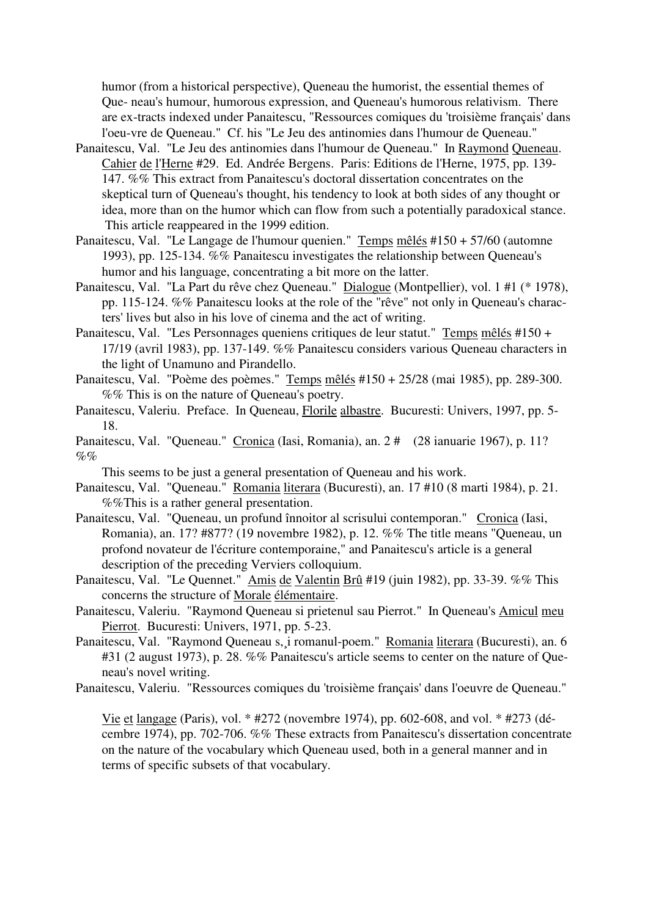humor (from a historical perspective), Queneau the humorist, the essential themes of Que- neau's humour, humorous expression, and Queneau's humorous relativism. There are ex-tracts indexed under Panaitescu, "Ressources comiques du 'troisième français' dans l'oeu-vre de Queneau." Cf. his "Le Jeu des antinomies dans l'humour de Queneau."

Panaitescu, Val. "Le Jeu des antinomies dans l'humour de Queneau." In Raymond Queneau. Cahier de l'Herne #29. Ed. Andrée Bergens. Paris: Editions de l'Herne, 1975, pp. 139-147. %% This extract from Panaitescu's doctoral dissertation concentrates on the skeptical turn of Queneau's thought, his tendency to look at both sides of any thought or idea, more than on the humor which can flow from such a potentially paradoxical stance. This article reappeared in the 1999 edition.

Panaitescu, Val. "Le Langage de l'humour quenien." Temps mêlés #150 + 57/60 (automne 1993), pp. 125-134. %% Panaitescu investigates the relationship between Queneau's humor and his language, concentrating a bit more on the latter.

Panaitescu, Val. "La Part du rêve chez Queneau." Dialogue (Montpellier), vol. 1 #1 (* 1978), pp. 115-124. %% Panaitescu looks at the role of the "rêve" not only in Queneau's charac-ters' lives but also in his love of cinema and the act of writing.

Panaitescu, Val. "Les Personnages queniens critiques de leur statut." Temps mêlés #150 + 17/19 (avril 1983), pp. 137-149. %% Panaitescu considers various Queneau characters in the light of Unamuno and Pirandello.

Panaitescu, Val. "Poème des poèmes." Temps mêlés #150 + 25/28 (mai 1985), pp. 289-300. %% This is on the nature of Queneau's poetry.

Panaitescu, Valeriu. Preface. In Queneau, Florile albastre. Bucuresti: Univers, 1997, pp. 5-18.

Panaitescu, Val. "Queneau." Cronica (Iasi, Romania), an. 2 # (28 ianuarie 1967), p. 11? %%

This seems to be just a general presentation of Queneau and his work.

Panaitescu, Val. "Queneau." Romania literara (Bucuresti), an. 17 #10 (8 marti 1984), p. 21. %%This is a rather general presentation.

Panaitescu, Val. "Queneau, un profund înnoitor al scrisului contemporan." Cronica (Iasi, Romania), an. 17? #877? (19 novembre 1982), p. 12. %% The title means "Queneau, un profond novateur de l'écriture contemporaine," and Panaitescu's article is a general description of the preceding Verviers colloquium.

Panaitescu, Val. "Le Quennet." Amis de Valentin Brû #19 (juin 1982), pp. 33-39. %% This concerns the structure of Morale élémentaire.

Panaitescu, Valeriu. "Raymond Queneau si prietenul sau Pierrot." In Queneau's Amicul meu Pierrot. Bucuresti: Univers, 1971, pp. 5-23.

Panaitescu, Val. "Raymond Queneau s,¸i romanul-poem." Romania literara (Bucuresti), an. 6 #31 (2 august 1973), p. 28. %% Panaitescu's article seems to center on the nature of Que-neau's novel writing.

Panaitescu, Valeriu. "Ressources comiques du 'troisième français' dans l'oeuvre de Queneau."

Vie et langage (Paris), vol. * #272 (novembre 1974), pp. 602-608, and vol. * #273 (dé-cembre 1974), pp. 702-706. %% These extracts from Panaitescu's dissertation concentrate on the nature of the vocabulary which Queneau used, both in a general manner and in terms of specific subsets of that vocabulary.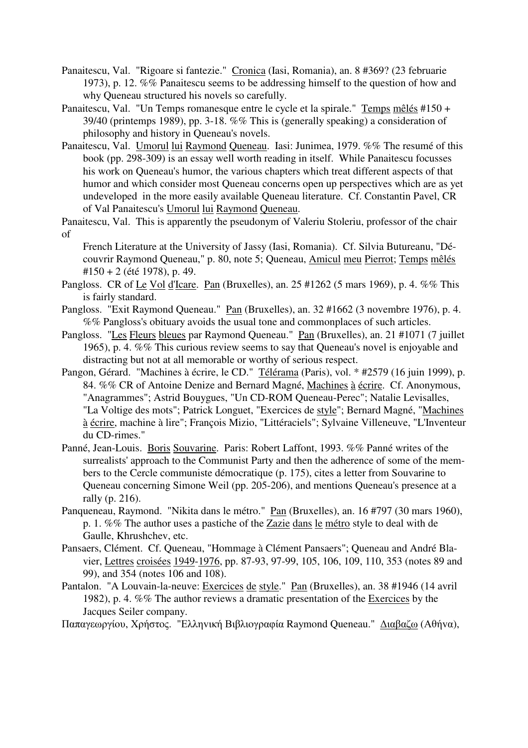Panaitescu, Val. "Rigoare si fantezie." Cronica (Iasi, Romania), an. 8 #369? (23 februarie 1973), p. 12. %% Panaitescu seems to be addressing himself to the question of how and why Queneau structured his novels so carefully.

Panaitescu, Val. "Un Temps romanesque entre le cycle et la spirale." Temps mêlés #150 + 39/40 (printemps 1989), pp. 3-18. %% This is (generally speaking) a consideration of philosophy and history in Queneau's novels.

Panaitescu, Val. Umorul lui Raymond Queneau. Iasi: Junimea, 1979. %% The resumé of this book (pp. 298-309) is an essay well worth reading in itself. While Panaitescu focusses his work on Queneau's humor, the various chapters which treat different aspects of that humor and which consider most Queneau concerns open up perspectives which are as yet undeveloped in the more easily available Queneau literature. Cf. Constantin Pavel, CR of Val Panaitescu's Umorul lui Raymond Queneau.

Panaitescu, Val. This is apparently the pseudonym of Valeriu Stoleriu, professor of the chair of French Literature at the University of Jassy (Iasi, Romania). Cf. Silvia Butureanu, "Découvrir Raymond Queneau," p. 80, note 5; Queneau, Amicul meu Pierrot; Temps mêlés #150 + 2 (été 1978), p. 49.

Pangloss. CR of Le Vol d'Icare. Pan (Bruxelles), an. 25 #1262 (5 mars 1969), p. 4. %% This is fairly standard.

Pangloss. "Exit Raymond Queneau." Pan (Bruxelles), an. 32 #1662 (3 novembre 1976), p. 4. %% Pangloss's obituary avoids the usual tone and commonplaces of such articles.

Pangloss. "Les Fleurs bleues par Raymond Queneau." Pan (Bruxelles), an. 21 #1071 (7 juillet 1965), p. 4. %% This curious review seems to say that Queneau's novel is enjoyable and distracting but not at all memorable or worthy of serious respect.

Pangon, Gérard. "Machines à écrire, le CD." Télérama (Paris), vol. * #2579 (16 juin 1999), p. 84. %% CR of Antoine Denize and Bernard Magné, Machines à écrire. Cf. Anonymous, "Anagrammes"; Astrid Bouygues, "Un CD-ROM Queneau-Perec"; Natalie Levisalles, "La Voltige des mots"; Patrick Longuet, "Exercices de style"; Bernard Magné, "Machines à écrire, machine à lire"; François Mizio, "Littéraciels"; Sylvaine Villeneuve, "L'Inventeur du CD-rimes."

Panné, Jean-Louis. Boris Souvarine. Paris: Robert Laffont, 1993. %% Panné writes of the surrealists' approach to the Communist Party and then the adherence of some of the members to the Cercle communiste démocratique (p. 175), cites a letter from Souvarine to Queneau concerning Simone Weil (pp. 205-206), and mentions Queneau's presence at a rally (p. 216).

Panqueneau, Raymond. "Nikita dans le métro." Pan (Bruxelles), an. 16 #797 (30 mars 1960), p. 1. %% The author uses a pastiche of the Zazie dans le métro style to deal with de Gaulle, Khrushchev, etc.

Pansaers, Clément. Cf. Queneau, "Hommage à Clément Pansaers"; Queneau and André Blavier, Lettres croisées 1949-1976, pp. 87-93, 97-99, 105, 106, 109, 110, 353 (notes 89 and 99), and 354 (notes 106 and 108).

Pantalon. "A Louvain-la-neuve: Exercices de style." Pan (Bruxelles), an. 38 #1946 (14 avril 1982), p. 4. %% The author reviews a dramatic presentation of the Exercices by the Jacques Seiler company.

Παπαγεωργίου, Χρήστος. "Ελληνική Βιβλιογραφία Raymond Queneau." Διαβαζω (Αθήνα),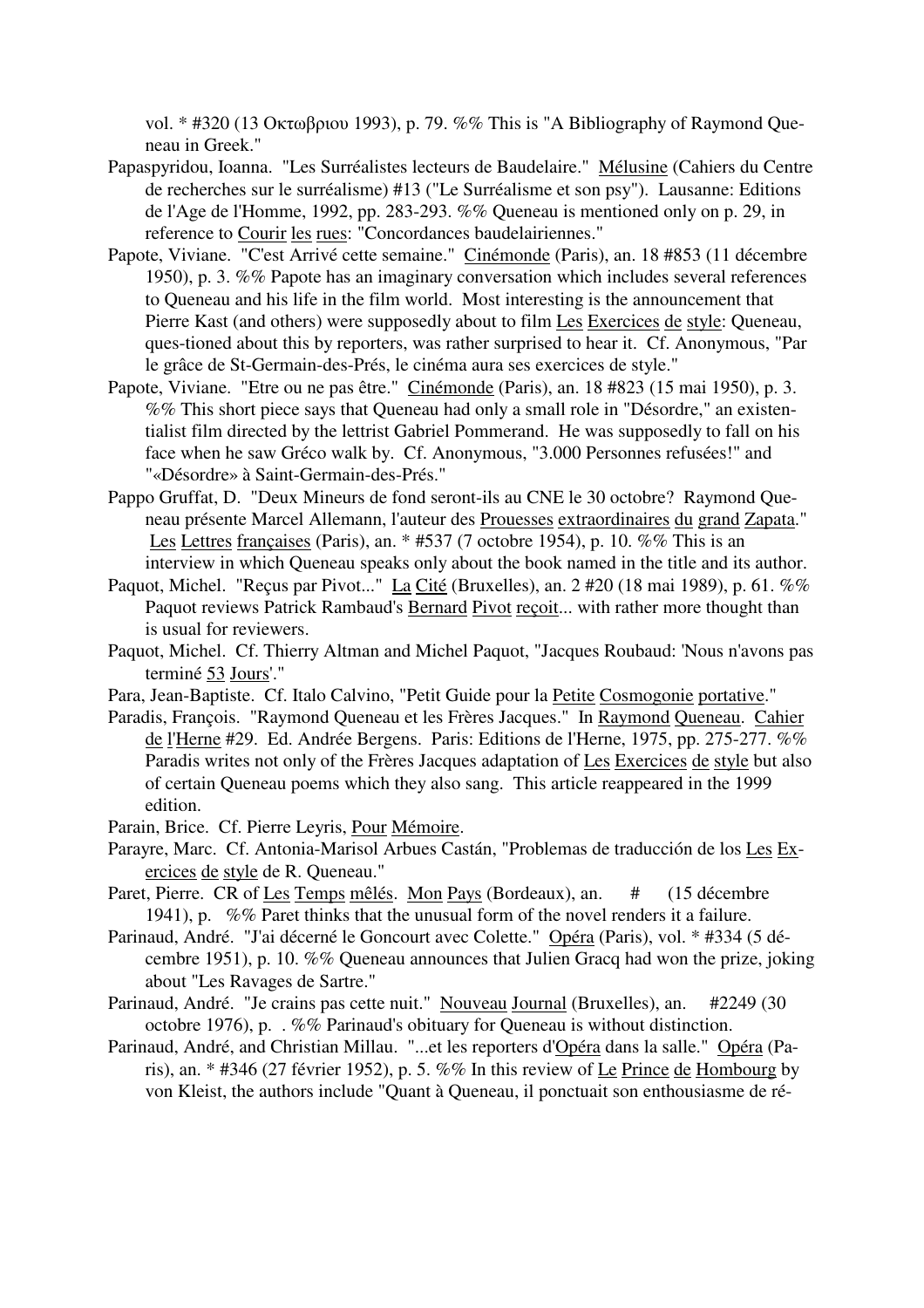vol. * #320 (13 Οκτωβριου 1993), p. 79. %% This is "A Bibliography of Raymond Queneau in Greek."

Papaspyridou, Ioanna. "Les Surréalistes lecteurs de Baudelaire." Mélusine (Cahiers du Centre de recherches sur le surréalisme) #13 ("Le Surréalisme et son psy"). Lausanne: Editions de l'Age de l'Homme, 1992, pp. 283-293. %% Queneau is mentioned only on p. 29, in reference to Courir les rues: "Concordances baudelairiennes."

Papote, Viviane. "C'est Arrivé cette semaine." Cinémonde (Paris), an. 18 #853 (11 décembre 1950), p. 3. %% Papote has an imaginary conversation which includes several references to Queneau and his life in the film world. Most interesting is the announcement that Pierre Kast (and others) were supposedly about to film Les Exercices de style: Queneau, ques-tioned about this by reporters, was rather surprised to hear it. Cf. Anonymous, "Par le grâce de St-Germain-des-Prés, le cinéma aura ses exercices de style."

Papote, Viviane. "Etre ou ne pas être." Cinémonde (Paris), an. 18 #823 (15 mai 1950), p. 3. %% This short piece says that Queneau had only a small role in "Désordre," an existentialist film directed by the lettrist Gabriel Pommerand. He was supposedly to fall on his face when he saw Gréco walk by. Cf. Anonymous, "3.000 Personnes refusées!" and "«Désordre» à Saint-Germain-des-Prés."

Pappo Gruffat, D. "Deux Mineurs de fond seront-ils au CNE le 30 octobre? Raymond Queneau présente Marcel Allemann, l'auteur des Prouesses extraordinaires du grand Zapata." Les Lettres françaises (Paris), an. * #537 (7 octobre 1954), p. 10. %% This is an interview in which Queneau speaks only about the book named in the title and its author.

Paquot, Michel. "Reçus par Pivot..." La Cité (Bruxelles), an. 2 #20 (18 mai 1989), p. 61. %% Paquot reviews Patrick Rambaud's Bernard Pivot reçoit... with rather more thought than is usual for reviewers.

Paquot, Michel. Cf. Thierry Altman and Michel Paquot, "Jacques Roubaud: 'Nous n'avons pas terminé 53 Jours'."

Para, Jean-Baptiste. Cf. Italo Calvino, "Petit Guide pour la Petite Cosmogonie portative."

Paradis, François. "Raymond Queneau et les Frères Jacques." In Raymond Queneau. Cahier de l'Herne #29. Ed. Andrée Bergens. Paris: Editions de l'Herne, 1975, pp. 275-277. %% Paradis writes not only of the Frères Jacques adaptation of Les Exercices de style but also of certain Queneau poems which they also sang. This article reappeared in the 1999 edition.

Parain, Brice. Cf. Pierre Leyris, Pour Mémoire.

Parayre, Marc. Cf. Antonia-Marisol Arbues Castán, "Problemas de traducción de los Les Exercices de style de R. Queneau."

Paret, Pierre. CR of Les Temps mêlés. Mon Pays (Bordeaux), an. # (15 décembre 1941), p. %% Paret thinks that the unusual form of the novel renders it a failure.

Parinaud, André. "J'ai décerné le Goncourt avec Colette." Opéra (Paris), vol. * #334 (5 décembre 1951), p. 10. %% Queneau announces that Julien Gracq had won the prize, joking about "Les Ravages de Sartre."

Parinaud, André. "Je crains pas cette nuit." Nouveau Journal (Bruxelles), an. #2249 (30 octobre 1976), p. . %% Parinaud's obituary for Queneau is without distinction.

Parinaud, André, and Christian Millau. "...et les reporters d'Opéra dans la salle." Opéra (Paris), an. * #346 (27 février 1952), p. 5. %% In this review of Le Prince de Hombourg by von Kleist, the authors include "Quant à Queneau, il ponctuait son enthousiasme de ré-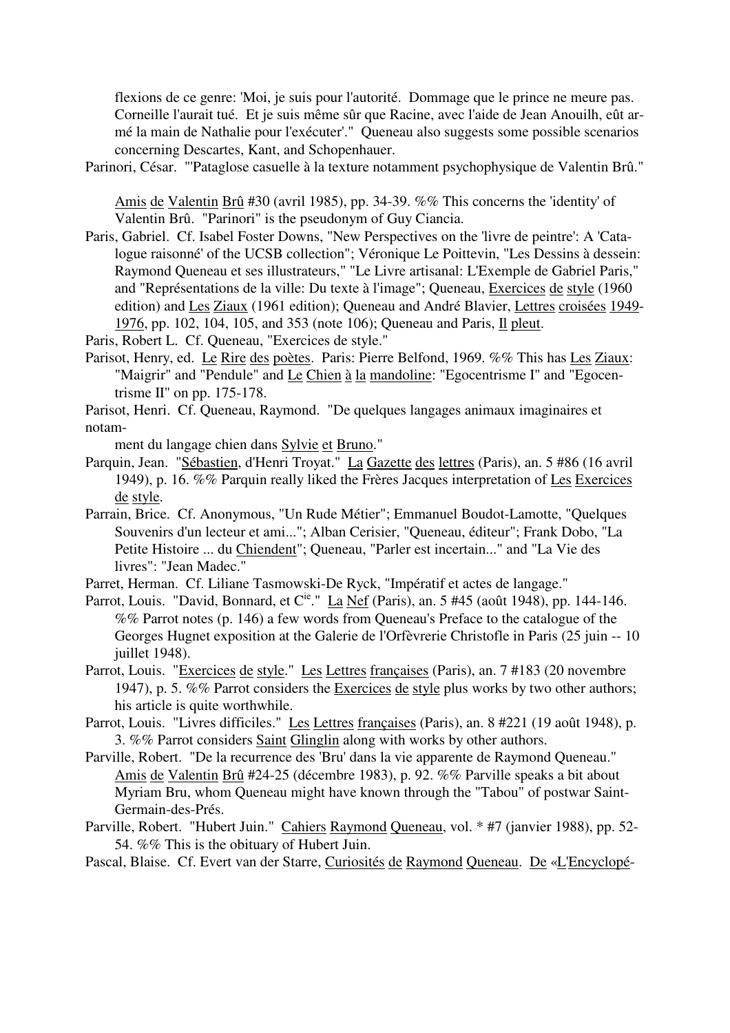flexions de ce genre: 'Moi, je suis pour l'autorité. Dommage que le prince ne meure pas. Corneille l'aurait tué. Et je suis même sûr que Racine, avec l'aide de Jean Anouilh, eût armé la main de Nathalie pour l'exécuter'." Queneau also suggests some possible scenarios concerning Descartes, Kant, and Schopenhauer.

Parinori, César. "'Pataglose casuelle à la texture notamment psychophysique de Valentin Brû." Amis de Valentin Brû #30 (avril 1985), pp. 34-39. %% This concerns the 'identity' of Valentin Brû. "Parinori" is the pseudonym of Guy Ciancia.

Paris, Gabriel. Cf. Isabel Foster Downs, "New Perspectives on the 'livre de peintre': A 'Catalogue raisonné' of the UCSB collection"; Véronique Le Poittevin, "Les Dessins à dessein: Raymond Queneau et ses illustrateurs," "Le Livre artisanal: L'Exemple de Gabriel Paris," and "Représentations de la ville: Du texte à l'image"; Queneau, Exercices de style (1960 edition) and Les Ziaux (1961 edition); Queneau and André Blavier, Lettres croisées 1949-1976, pp. 102, 104, 105, and 353 (note 106); Queneau and Paris, Il pleut.

Paris, Robert L. Cf. Queneau, "Exercices de style."

Parisot, Henry, ed. Le Rire des poètes. Paris: Pierre Belfond, 1969. %% This has Les Ziaux: "Maigrir" and "Pendule" and Le Chien à la mandoline: "Egocentrisme I" and "Egocentrisme II" on pp. 175-178.

Parisot, Henri. Cf. Queneau, Raymond. "De quelques langages animaux imaginaires et notamment du langage chien dans Sylvie et Bruno."

Parquin, Jean. "Sébastien, d'Henri Troyat." La Gazette des lettres (Paris), an. 5 #86 (16 avril 1949), p. 16. %% Parquin really liked the Frères Jacques interpretation of Les Exercices de style.

Parrain, Brice. Cf. Anonymous, "Un Rude Métier"; Emmanuel Boudot-Lamotte, "Quelques Souvenirs d'un lecteur et ami..."; Alban Cerisier, "Queneau, éditeur"; Frank Dobo, "La Petite Histoire ... du Chiendent"; Queneau, "Parler est incertain..." and "La Vie des livres": "Jean Madec."

Parret, Herman. Cf. Liliane Tasmowski-De Ryck, "Impératif et actes de langage."

Parrot, Louis. "David, Bonnard, et C^ie^." La Nef (Paris), an. 5 #45 (août 1948), pp. 144-146. %% Parrot notes (p. 146) a few words from Queneau's Preface to the catalogue of the Georges Hugnet exposition at the Galerie de l'Orfèvrerie Christofle in Paris (25 juin -- 10 juillet 1948).

Parrot, Louis. "Exercices de style." Les Lettres françaises (Paris), an. 7 #183 (20 novembre 1947), p. 5. %% Parrot considers the Exercices de style plus works by two other authors; his article is quite worthwhile.

Parrot, Louis. "Livres difficiles." Les Lettres françaises (Paris), an. 8 #221 (19 août 1948), p. 3. %% Parrot considers Saint Glinglin along with works by other authors.

Parville, Robert. "De la recurrence des 'Bru' dans la vie apparente de Raymond Queneau." Amis de Valentin Brû #24-25 (décembre 1983), p. 92. %% Parville speaks a bit about Myriam Bru, whom Queneau might have known through the "Tabou" of postwar Saint-Germain-des-Prés.

Parville, Robert. "Hubert Juin." Cahiers Raymond Queneau, vol. * #7 (janvier 1988), pp. 52-54. %% This is the obituary of Hubert Juin.

Pascal, Blaise. Cf. Evert van der Starre, Curiosités de Raymond Queneau. De «L'Encyclopé-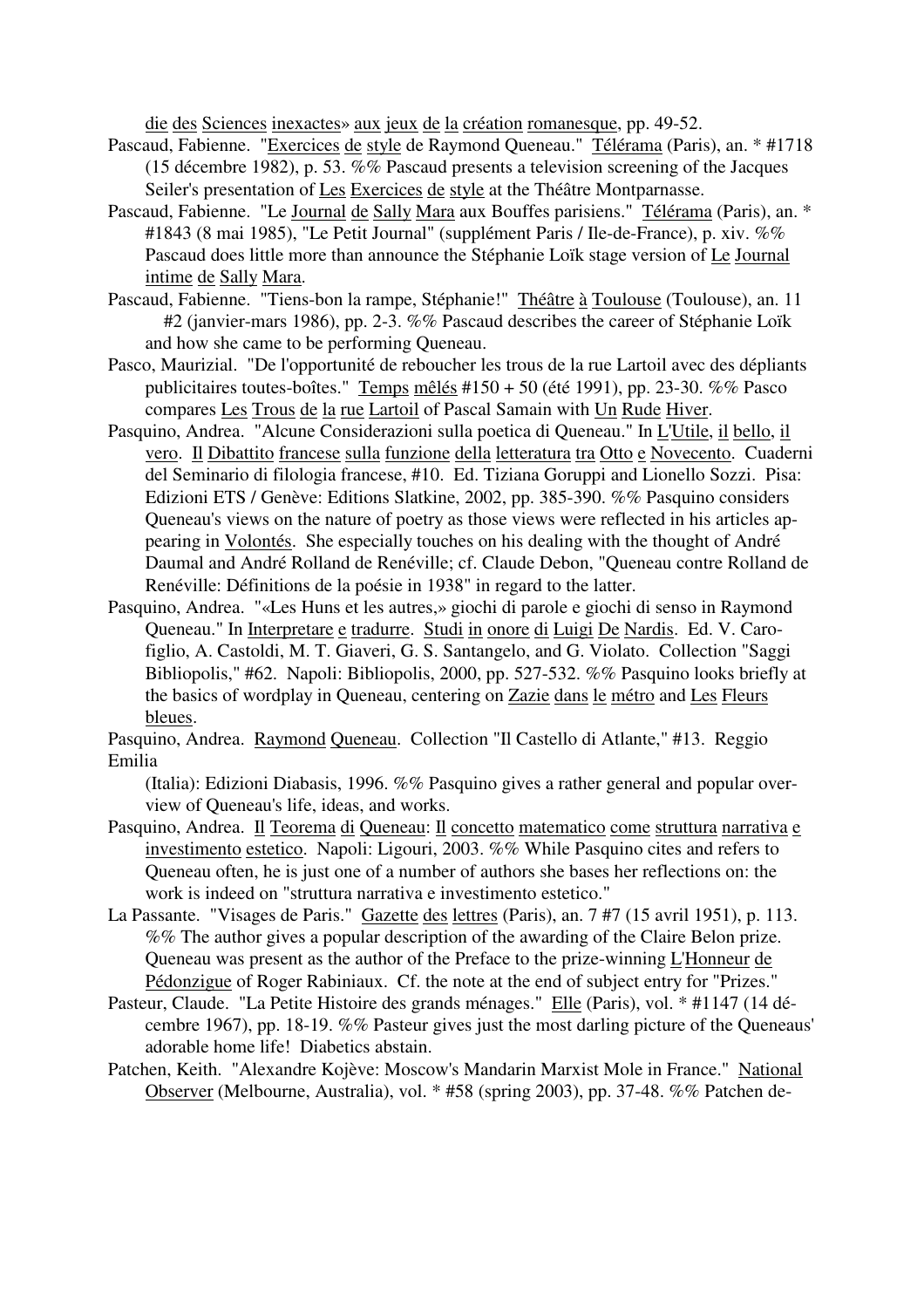die des Sciences inexactes» aux jeux de la création romanesque, pp. 49-52.

Pascaud, Fabienne. "Exercices de style de Raymond Queneau." Télérama (Paris), an. * #1718 (15 décembre 1982), p. 53. %% Pascaud presents a television screening of the Jacques Seiler's presentation of Les Exercices de style at the Théâtre Montparnasse.

Pascaud, Fabienne. "Le Journal de Sally Mara aux Bouffes parisiens." Télérama (Paris), an. * #1843 (8 mai 1985), "Le Petit Journal" (supplément Paris / Ile-de-France), p. xiv. %% Pascaud does little more than announce the Stéphanie Loïk stage version of Le Journal intime de Sally Mara.

Pascaud, Fabienne. "Tiens-bon la rampe, Stéphanie!" Théâtre à Toulouse (Toulouse), an. 11 #2 (janvier-mars 1986), pp. 2-3. %% Pascaud describes the career of Stéphanie Loïk and how she came to be performing Queneau.

Pasco, Maurizial. "De l'opportunité de reboucher les trous de la rue Lartoil avec des dépliants publicitaires toutes-boîtes." Temps mêlés #150 + 50 (été 1991), pp. 23-30. %% Pasco compares Les Trous de la rue Lartoil of Pascal Samain with Un Rude Hiver.

Pasquino, Andrea. "Alcune Considerazioni sulla poetica di Queneau." In L'Utile, il bello, il vero. Il Dibattito francese sulla funzione della letteratura tra Otto e Novecento. Cuaderni del Seminario di filologia francese, #10. Ed. Tiziana Goruppi and Lionello Sozzi. Pisa: Edizioni ETS / Genève: Editions Slatkine, 2002, pp. 385-390. %% Pasquino considers Queneau's views on the nature of poetry as those views were reflected in his articles appearing in Volontés. She especially touches on his dealing with the thought of André Daumal and André Rolland de Renéville; cf. Claude Debon, "Queneau contre Rolland de Renéville: Définitions de la poésie in 1938" in regard to the latter.

Pasquino, Andrea. "«Les Huns et les autres,» giochi di parole e giochi di senso in Raymond Queneau." In Interpretare e tradurre. Studi in onore di Luigi De Nardis. Ed. V. Carofiglio, A. Castoldi, M. T. Giaveri, G. S. Santangelo, and G. Violato. Collection "Saggi Bibliopolis," #62. Napoli: Bibliopolis, 2000, pp. 527-532. %% Pasquino looks briefly at the basics of wordplay in Queneau, centering on Zazie dans le métro and Les Fleurs bleues.

Pasquino, Andrea. Raymond Queneau. Collection "Il Castello di Atlante," #13. Reggio Emilia (Italia): Edizioni Diabasis, 1996. %% Pasquino gives a rather general and popular overview of Queneau's life, ideas, and works.

Pasquino, Andrea. Il Teorema di Queneau: Il concetto matematico come struttura narrativa e investimento estetico. Napoli: Ligouri, 2003. %% While Pasquino cites and refers to Queneau often, he is just one of a number of authors she bases her reflections on: the work is indeed on "struttura narrativa e investimento estetico."

La Passante. "Visages de Paris." Gazette des lettres (Paris), an. 7 #7 (15 avril 1951), p. 113. %% The author gives a popular description of the awarding of the Claire Belon prize. Queneau was present as the author of the Preface to the prize-winning L'Honneur de Pédonzigue of Roger Rabiniaux. Cf. the note at the end of subject entry for "Prizes."

Pasteur, Claude. "La Petite Histoire des grands ménages." Elle (Paris), vol. * #1147 (14 décembre 1967), pp. 18-19. %% Pasteur gives just the most darling picture of the Queneaus' adorable home life! Diabetics abstain.

Patchen, Keith. "Alexandre Kojève: Moscow's Mandarin Marxist Mole in France." National Observer (Melbourne, Australia), vol. * #58 (spring 2003), pp. 37-48. %% Patchen de-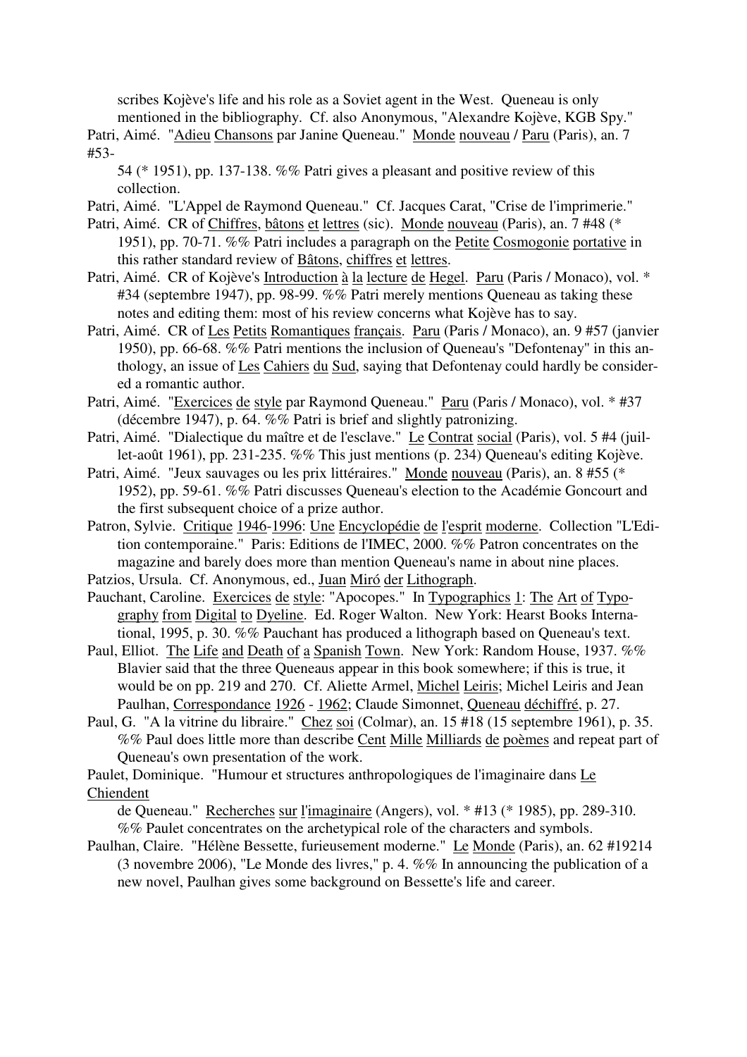scribes Kojève's life and his role as a Soviet agent in the West. Queneau is only mentioned in the bibliography. Cf. also Anonymous, "Alexandre Kojève, KGB Spy."

Patri, Aimé. "Adieu Chansons par Janine Queneau." Monde nouveau / Paru (Paris), an. 7 #53-54 (* 1951), pp. 137-138. %% Patri gives a pleasant and positive review of this collection.

Patri, Aimé. "L'Appel de Raymond Queneau." Cf. Jacques Carat, "Crise de l'imprimerie."

Patri, Aimé. CR of Chiffres, bâtons et lettres (sic). Monde nouveau (Paris), an. 7 #48 (* 1951), pp. 70-71. %% Patri includes a paragraph on the Petite Cosmogonie portative in this rather standard review of Bâtons, chiffres et lettres.

Patri, Aimé. CR of Kojève's Introduction à la lecture de Hegel. Paru (Paris / Monaco), vol. * #34 (septembre 1947), pp. 98-99. %% Patri merely mentions Queneau as taking these notes and editing them: most of his review concerns what Kojève has to say.

Patri, Aimé. CR of Les Petits Romantiques français. Paru (Paris / Monaco), an. 9 #57 (janvier 1950), pp. 66-68. %% Patri mentions the inclusion of Queneau's "Defontenay" in this anthology, an issue of Les Cahiers du Sud, saying that Defontenay could hardly be considered a romantic author.

Patri, Aimé. "Exercices de style par Raymond Queneau." Paru (Paris / Monaco), vol. * #37 (décembre 1947), p. 64. %% Patri is brief and slightly patronizing.

Patri, Aimé. "Dialectique du maître et de l'esclave." Le Contrat social (Paris), vol. 5 #4 (juillet-août 1961), pp. 231-235. %% This just mentions (p. 234) Queneau's editing Kojève.

Patri, Aimé. "Jeux sauvages ou les prix littéraires." Monde nouveau (Paris), an. 8 #55 (* 1952), pp. 59-61. %% Patri discusses Queneau's election to the Académie Goncourt and the first subsequent choice of a prize author.

Patron, Sylvie. Critique 1946-1996: Une Encyclopédie de l'esprit moderne. Collection "L'Edition contemporaine." Paris: Editions de l'IMEC, 2000. %% Patron concentrates on the magazine and barely does more than mention Queneau's name in about nine places.

Patzios, Ursula. Cf. Anonymous, ed., Juan Miró der Lithograph.

Pauchant, Caroline. Exercices de style: "Apocopes." In Typographics 1: The Art of Typography from Digital to Dyeline. Ed. Roger Walton. New York: Hearst Books International, 1995, p. 30. %% Pauchant has produced a lithograph based on Queneau's text.

Paul, Elliot. The Life and Death of a Spanish Town. New York: Random House, 1937. %% Blavier said that the three Queneaus appear in this book somewhere; if this is true, it would be on pp. 219 and 270. Cf. Aliette Armel, Michel Leiris; Michel Leiris and Jean Paulhan, Correspondance 1926 - 1962; Claude Simonnet, Queneau déchiffré, p. 27.

Paul, G. "A la vitrine du libraire." Chez soi (Colmar), an. 15 #18 (15 septembre 1961), p. 35. %% Paul does little more than describe Cent Mille Milliards de poèmes and repeat part of Queneau's own presentation of the work.

Paulet, Dominique. "Humour et structures anthropologiques de l'imaginaire dans Le Chiendent de Queneau." Recherches sur l'imaginaire (Angers), vol. * #13 (* 1985), pp. 289-310. %% Paulet concentrates on the archetypical role of the characters and symbols.

Paulhan, Claire. "Hélène Bessette, furieusement moderne." Le Monde (Paris), an. 62 #19214 (3 novembre 2006), "Le Monde des livres," p. 4. %% In announcing the publication of a new novel, Paulhan gives some background on Bessette's life and career.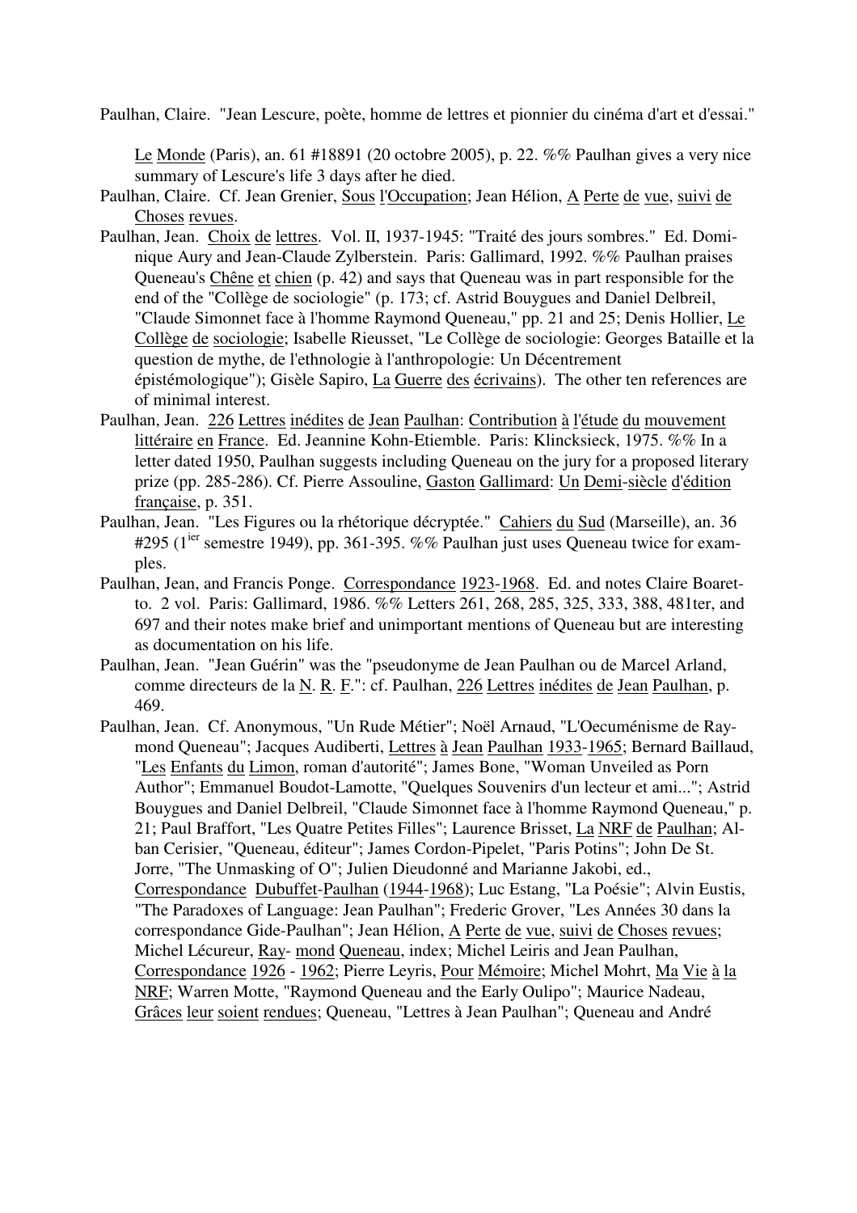Paulhan, Claire. "Jean Lescure, poète, homme de lettres et pionnier du cinéma d'art et d'essai." Le Monde (Paris), an. 61 #18891 (20 octobre 2005), p. 22. %% Paulhan gives a very nice summary of Lescure's life 3 days after he died.

Paulhan, Claire. Cf. Jean Grenier, Sous l'Occupation; Jean Hélion, A Perte de vue, suivi de Choses revues.

Paulhan, Jean. Choix de lettres. Vol. II, 1937-1945: "Traité des jours sombres." Ed. Dominique Aury and Jean-Claude Zylberstein. Paris: Gallimard, 1992. %% Paulhan praises Queneau's Chêne et chien (p. 42) and says that Queneau was in part responsible for the end of the "Collège de sociologie" (p. 173; cf. Astrid Bouygues and Daniel Delbreil, "Claude Simonnet face à l'homme Raymond Queneau," pp. 21 and 25; Denis Hollier, Le Collège de sociologie; Isabelle Rieusset, "Le Collège de sociologie: Georges Bataille et la question de mythe, de l'ethnologie à l'anthropologie: Un Décentrement épistémologique"; Gisèle Sapiro, La Guerre des écrivains). The other ten references are of minimal interest.

Paulhan, Jean. 226 Lettres inédites de Jean Paulhan: Contribution à l'étude du mouvement littéraire en France. Ed. Jeannine Kohn-Etiemble. Paris: Klincksieck, 1975. %% In a letter dated 1950, Paulhan suggests including Queneau on the jury for a proposed literary prize (pp. 285-286). Cf. Pierre Assouline, Gaston Gallimard: Un Demi-siècle d'édition française, p. 351.

Paulhan, Jean. "Les Figures ou la rhétorique décryptée." Cahiers du Sud (Marseille), an. 36 #295 (1ier semestre 1949), pp. 361-395. %% Paulhan just uses Queneau twice for examples.

Paulhan, Jean, and Francis Ponge. Correspondance 1923-1968. Ed. and notes Claire Boaretto. 2 vol. Paris: Gallimard, 1986. %% Letters 261, 268, 285, 325, 333, 388, 481ter, and 697 and their notes make brief and unimportant mentions of Queneau but are interesting as documentation on his life.

Paulhan, Jean. "Jean Guérin" was the "pseudonyme de Jean Paulhan ou de Marcel Arland, comme directeurs de la N. R. F.": cf. Paulhan, 226 Lettres inédites de Jean Paulhan, p. 469.

Paulhan, Jean. Cf. Anonymous, "Un Rude Métier"; Noël Arnaud, "L'Oecuménisme de Raymond Queneau"; Jacques Audiberti, Lettres à Jean Paulhan 1933-1965; Bernard Baillaud, "Les Enfants du Limon, roman d'autorité"; James Bone, "Woman Unveiled as Porn Author"; Emmanuel Boudot-Lamotte, "Quelques Souvenirs d'un lecteur et ami..."; Astrid Bouygues and Daniel Delbreil, "Claude Simonnet face à l'homme Raymond Queneau," p. 21; Paul Braffort, "Les Quatre Petites Filles"; Laurence Brisset, La NRF de Paulhan; Alban Cerisier, "Queneau, éditeur"; James Cordon-Pipelet, "Paris Potins"; John De St. Jorre, "The Unmasking of O"; Julien Dieudonné and Marianne Jakobi, ed., Correspondance Dubuffet-Paulhan (1944-1968); Luc Estang, "La Poésie"; Alvin Eustis, "The Paradoxes of Language: Jean Paulhan"; Frederic Grover, "Les Années 30 dans la correspondance Gide-Paulhan"; Jean Hélion, A Perte de vue, suivi de Choses revues; Michel Lécureur, Raymond Queneau, index; Michel Leiris and Jean Paulhan, Correspondance 1926 - 1962; Pierre Leyris, Pour Mémoire; Michel Mohrt, Ma Vie à la NRF; Warren Motte, "Raymond Queneau and the Early Oulipo"; Maurice Nadeau, Grâces leur soient rendues; Queneau, "Lettres à Jean Paulhan"; Queneau and André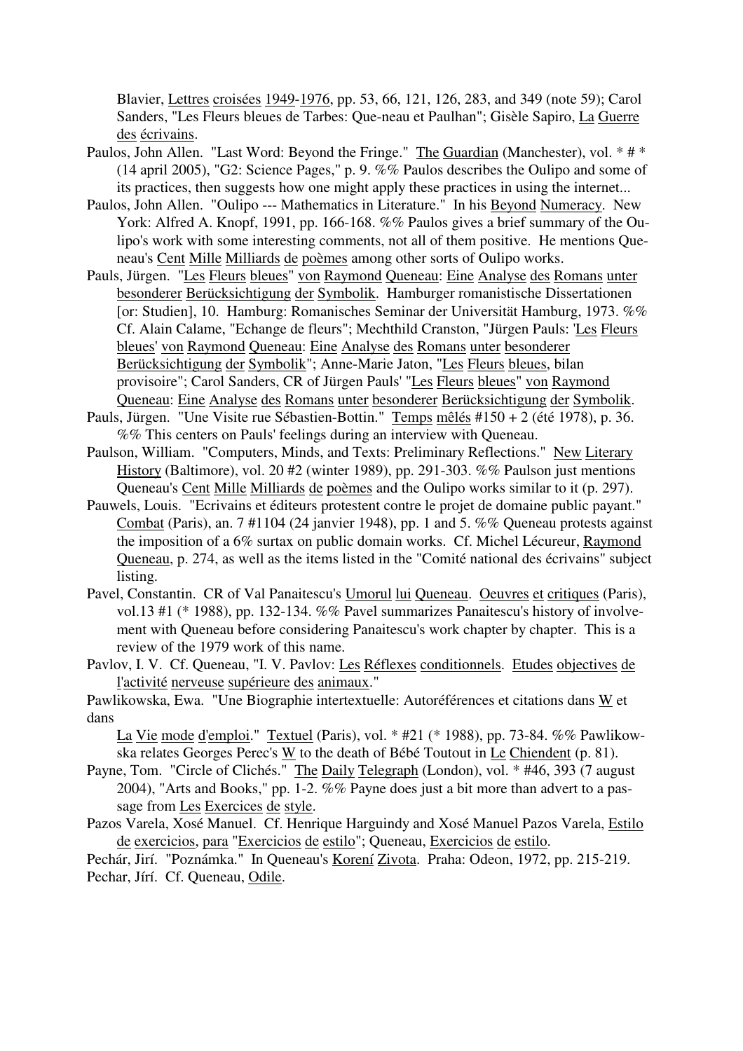Blavier, Lettres croisées 1949-1976, pp. 53, 66, 121, 126, 283, and 349 (note 59); Carol Sanders, "Les Fleurs bleues de Tarbes: Que-neau et Paulhan"; Gisèle Sapiro, La Guerre des écrivains.

Paulos, John Allen. "Last Word: Beyond the Fringe." The Guardian (Manchester), vol. * # * (14 april 2005), "G2: Science Pages," p. 9. %% Paulos describes the Oulipo and some of its practices, then suggests how one might apply these practices in using the internet...

Paulos, John Allen. "Oulipo --- Mathematics in Literature." In his Beyond Numeracy. New York: Alfred A. Knopf, 1991, pp. 166-168. %% Paulos gives a brief summary of the Oulipo's work with some interesting comments, not all of them positive. He mentions Queneau's Cent Mille Milliards de poèmes among other sorts of Oulipo works.

Pauls, Jürgen. "Les Fleurs bleues" von Raymond Queneau: Eine Analyse des Romans unter besonderer Berücksichtigung der Symbolik. Hamburger romanistische Dissertationen [or: Studien], 10. Hamburg: Romanisches Seminar der Universität Hamburg, 1973. %% Cf. Alain Calame, "Echange de fleurs"; Mechthild Cranston, "Jürgen Pauls: 'Les Fleurs bleues' von Raymond Queneau: Eine Analyse des Romans unter besonderer Berücksichtigung der Symbolik"; Anne-Marie Jaton, "Les Fleurs bleues, bilan provisoire"; Carol Sanders, CR of Jürgen Pauls' "Les Fleurs bleues" von Raymond Queneau: Eine Analyse des Romans unter besonderer Berücksichtigung der Symbolik.

Pauls, Jürgen. "Une Visite rue Sébastien-Bottin." Temps mêlés #150 + 2 (été 1978), p. 36. %% This centers on Pauls' feelings during an interview with Queneau.

Paulson, William. "Computers, Minds, and Texts: Preliminary Reflections." New Literary History (Baltimore), vol. 20 #2 (winter 1989), pp. 291-303. %% Paulson just mentions Queneau's Cent Mille Milliards de poèmes and the Oulipo works similar to it (p. 297).

Pauwels, Louis. "Ecrivains et éditeurs protestent contre le projet de domaine public payant." Combat (Paris), an. 7 #1104 (24 janvier 1948), pp. 1 and 5. %% Queneau protests against the imposition of a 6% surtax on public domain works. Cf. Michel Lécureur, Raymond Queneau, p. 274, as well as the items listed in the "Comité national des écrivains" subject listing.

Pavel, Constantin. CR of Val Panaitescu's Umorul lui Queneau. Oeuvres et critiques (Paris), vol.13 #1 (* 1988), pp. 132-134. %% Pavel summarizes Panaitescu's history of involvement with Queneau before considering Panaitescu's work chapter by chapter. This is a review of the 1979 work of this name.

Pavlov, I. V. Cf. Queneau, "I. V. Pavlov: Les Réflexes conditionnels. Etudes objectives de l'activité nerveuse supérieure des animaux."

Pawlikowska, Ewa. "Une Biographie intertextuelle: Autoréférences et citations dans W et dans La Vie mode d'emploi." Textuel (Paris), vol. * #21 (* 1988), pp. 73-84. %% Pawlikowska relates Georges Perec's W to the death of Bébé Toutout in Le Chiendent (p. 81).

Payne, Tom. "Circle of Clichés." The Daily Telegraph (London), vol. * #46, 393 (7 august 2004), "Arts and Books," pp. 1-2. %% Payne does just a bit more than advert to a passage from Les Exercices de style.

Pazos Varela, Xosé Manuel. Cf. Henrique Harguindy and Xosé Manuel Pazos Varela, Estilo de exercicios, para "Exercicios de estilo"; Queneau, Exercicios de estilo.

Pechár, Jirí. "Poznámka." In Queneau's Korení Zivota. Praha: Odeon, 1972, pp. 215-219.

Pechar, Jírí. Cf. Queneau, Odile.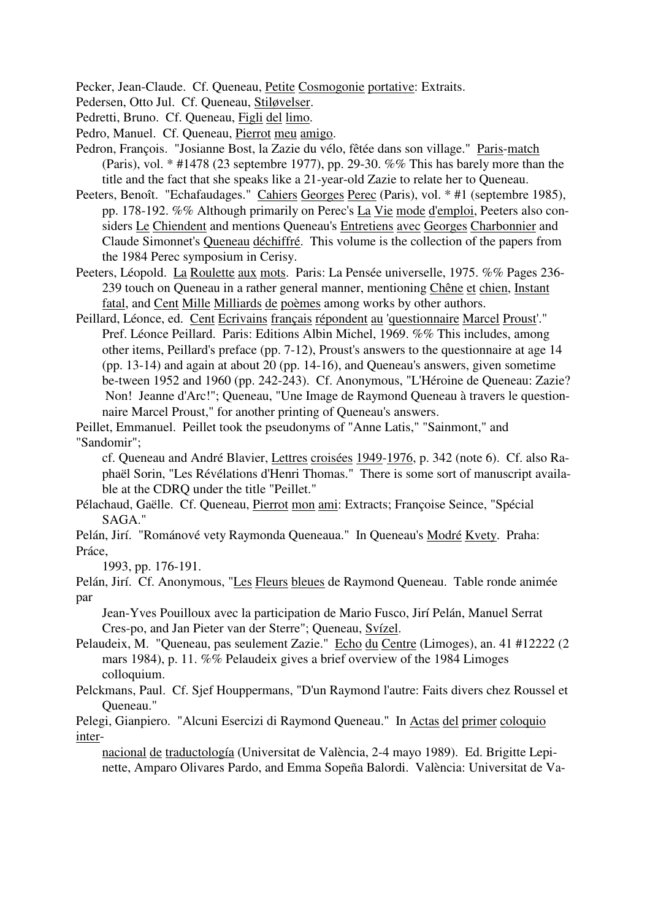Pecker, Jean-Claude. Cf. Queneau, Petite Cosmogonie portative: Extraits.

Pedersen, Otto Jul. Cf. Queneau, Stiløvelser.

Pedretti, Bruno. Cf. Queneau, Figli del limo.

Pedro, Manuel. Cf. Queneau, Pierrot meu amigo.

Pedron, François. "Josianne Bost, la Zazie du vélo, fêtée dans son village." Paris-match (Paris), vol. * #1478 (23 septembre 1977), pp. 29-30. %% This has barely more than the title and the fact that she speaks like a 21-year-old Zazie to relate her to Queneau.

Peeters, Benoît. "Echafaudages." Cahiers Georges Perec (Paris), vol. * #1 (septembre 1985), pp. 178-192. %% Although primarily on Perec's La Vie mode d'emploi, Peeters also considers Le Chiendent and mentions Queneau's Entretiens avec Georges Charbonnier and Claude Simonnet's Queneau déchiffré. This volume is the collection of the papers from the 1984 Perec symposium in Cerisy.

Peeters, Léopold. La Roulette aux mots. Paris: La Pensée universelle, 1975. %% Pages 236-239 touch on Queneau in a rather general manner, mentioning Chêne et chien, Instant fatal, and Cent Mille Milliards de poèmes among works by other authors.

Peillard, Léonce, ed. Cent Ecrivains français répondent au 'questionnaire Marcel Proust'." Pref. Léonce Peillard. Paris: Editions Albin Michel, 1969. %% This includes, among other items, Peillard's preface (pp. 7-12), Proust's answers to the questionnaire at age 14 (pp. 13-14) and again at about 20 (pp. 14-16), and Queneau's answers, given sometime be-tween 1952 and 1960 (pp. 242-243). Cf. Anonymous, "L'Héroïne de Queneau: Zazie? Non! Jeanne d'Arc!"; Queneau, "Une Image de Raymond Queneau à travers le questionnaire Marcel Proust," for another printing of Queneau's answers.

Peillet, Emmanuel. Peillet took the pseudonyms of "Anne Latis," "Sainmont," and "Sandomir"; cf. Queneau and André Blavier, Lettres croisées 1949-1976, p. 342 (note 6). Cf. also Raphaël Sorin, "Les Révélations d'Henri Thomas." There is some sort of manuscript available at the CDRQ under the title "Peillet."

Pélachaud, Gaëlle. Cf. Queneau, Pierrot mon ami: Extracts; Françoise Seince, "Spécial SAGA."

Pelán, Jirí. "Románové vety Raymonda Queneaua." In Queneau's Modré Kvety. Praha: Práce, 1993, pp. 176-191.

Pelán, Jirí. Cf. Anonymous, "Les Fleurs bleues de Raymond Queneau. Table ronde animée par Jean-Yves Pouilloux avec la participation de Mario Fusco, Jirí Pelán, Manuel Serrat Cres-po, and Jan Pieter van der Sterre"; Queneau, Svízel.

Pelaudeix, M. "Queneau, pas seulement Zazie." Echo du Centre (Limoges), an. 41 #12222 (2 mars 1984), p. 11. %% Pelaudeix gives a brief overview of the 1984 Limoges colloquium.

Pelckmans, Paul. Cf. Sjef Houppermans, "D'un Raymond l'autre: Faits divers chez Roussel et Queneau."

Pelegi, Gianpiero. "Alcuni Esercizi di Raymond Queneau." In Actas del primer coloquio internacional de traductología (Universitat de València, 2-4 mayo 1989). Ed. Brigitte Lepinette, Amparo Olivares Pardo, and Emma Sopeña Balordi. València: Universitat de Va-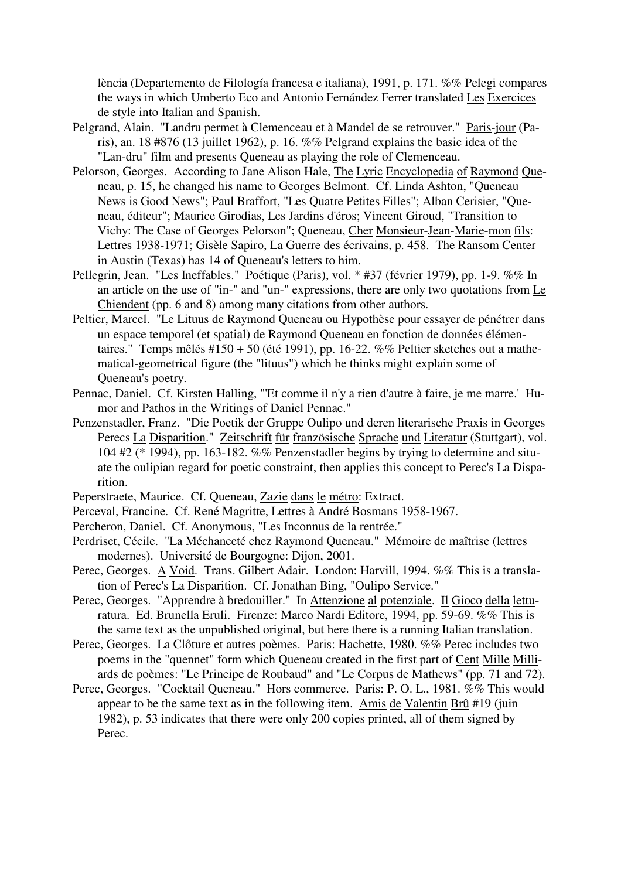lència (Departemento de Filología francesa e italiana), 1991, p. 171. %% Pelegi compares the ways in which Umberto Eco and Antonio Fernández Ferrer translated Les Exercices de style into Italian and Spanish.

Pelgrand, Alain. "Landru permet à Clemenceau et à Mandel de se retrouver." Paris-jour (Paris), an. 18 #876 (13 juillet 1962), p. 16. %% Pelgrand explains the basic idea of the "Lan-dru" film and presents Queneau as playing the role of Clemenceau.

Pelorson, Georges. According to Jane Alison Hale, The Lyric Encyclopedia of Raymond Queneau, p. 15, he changed his name to Georges Belmont. Cf. Linda Ashton, "Queneau News is Good News"; Paul Braffort, "Les Quatre Petites Filles"; Alban Cerisier, "Queneau, éditeur"; Maurice Girodias, Les Jardins d'éros; Vincent Giroud, "Transition to Vichy: The Case of Georges Pelorson"; Queneau, Cher Monsieur-Jean-Marie-mon fils: Lettres 1938-1971; Gisèle Sapiro, La Guerre des écrivains, p. 458. The Ransom Center in Austin (Texas) has 14 of Queneau's letters to him.

Pellegrin, Jean. "Les Ineffables." Poétique (Paris), vol. * #37 (février 1979), pp. 1-9. %% In an article on the use of "in-" and "un-" expressions, there are only two quotations from Le Chiendent (pp. 6 and 8) among many citations from other authors.

Peltier, Marcel. "Le Lituus de Raymond Queneau ou Hypothèse pour essayer de pénétrer dans un espace temporel (et spatial) de Raymond Queneau en fonction de données élémentaires." Temps mêlés #150 + 50 (été 1991), pp. 16-22. %% Peltier sketches out a mathematical-geometrical figure (the "lituus") which he thinks might explain some of Queneau's poetry.

Pennac, Daniel. Cf. Kirsten Halling, "'Et comme il n'y a rien d'autre à faire, je me marre.' Humor and Pathos in the Writings of Daniel Pennac."

Penzenstadler, Franz. "Die Poetik der Gruppe Oulipo und deren literarische Praxis in Georges Perecs La Disparition." Zeitschrift für französische Sprache und Literatur (Stuttgart), vol. 104 #2 (* 1994), pp. 163-182. %% Penzenstadler begins by trying to determine and situate the oulipian regard for poetic constraint, then applies this concept to Perec's La Disparition.

Peperstraete, Maurice. Cf. Queneau, Zazie dans le métro: Extract.

Perceval, Francine. Cf. René Magritte, Lettres à André Bosmans 1958-1967.

Percheron, Daniel. Cf. Anonymous, "Les Inconnus de la rentrée."

Perdriset, Cécile. "La Méchanceté chez Raymond Queneau." Mémoire de maîtrise (lettres modernes). Université de Bourgogne: Dijon, 2001.

Perec, Georges. A Void. Trans. Gilbert Adair. London: Harvill, 1994. %% This is a translation of Perec's La Disparition. Cf. Jonathan Bing, "Oulipo Service."

Perec, Georges. "Apprendre à bredouiller." In Attenzione al potenziale. Il Gioco della letturatura. Ed. Brunella Eruli. Firenze: Marco Nardi Editore, 1994, pp. 59-69. %% This is the same text as the unpublished original, but here there is a running Italian translation.

Perec, Georges. La Clôture et autres poèmes. Paris: Hachette, 1980. %% Perec includes two poems in the "quennet" form which Queneau created in the first part of Cent Mille Milliards de poèmes: "Le Principe de Roubaud" and "Le Corpus de Mathews" (pp. 71 and 72).

Perec, Georges. "Cocktail Queneau." Hors commerce. Paris: P. O. L., 1981. %% This would appear to be the same text as in the following item. Amis de Valentin Brû #19 (juin 1982), p. 53 indicates that there were only 200 copies printed, all of them signed by Perec.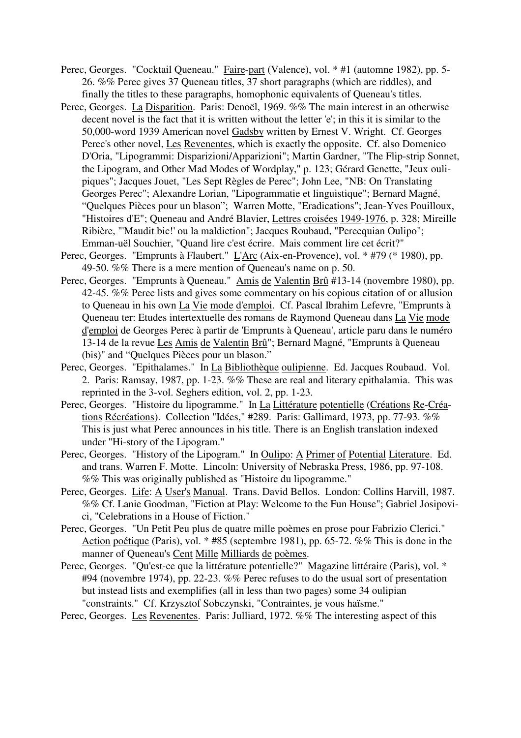Perec, Georges. "Cocktail Queneau." Faire-part (Valence), vol. * #1 (automne 1982), pp. 5-26. %% Perec gives 37 Queneau titles, 37 short paragraphs (which are riddles), and finally the titles to these paragraphs, homophonic equivalents of Queneau's titles.

Perec, Georges. La Disparition. Paris: Denoël, 1969. %% The main interest in an otherwise decent novel is the fact that it is written without the letter 'e'; in this it is similar to the 50,000-word 1939 American novel Gadsby written by Ernest V. Wright. Cf. Georges Perec's other novel, Les Revenentes, which is exactly the opposite. Cf. also Domenico D'Oria, "Lipogrammi: Disparizioni/Apparizioni"; Martin Gardner, "The Flip-strip Sonnet, the Lipogram, and Other Mad Modes of Wordplay," p. 123; Gérard Genette, "Jeux oulipiques"; Jacques Jouet, "Les Sept Règles de Perec"; John Lee, "NB: On Translating Georges Perec"; Alexandre Lorian, "Lipogrammatie et linguistique"; Bernard Magné, "Quelques Pièces pour un blason"; Warren Motte, "Eradications"; Jean-Yves Pouilloux, "Histoires d'E"; Queneau and André Blavier, Lettres croisées 1949-1976, p. 328; Mireille Ribière, "'Maudit bic!' ou la maldiction"; Jacques Roubaud, "Perecquian Oulipo"; Emman-uël Souchier, "Quand lire c'est écrire. Mais comment lire cet écrit?"

Perec, Georges. "Emprunts à Flaubert." L'Arc (Aix-en-Provence), vol. * #79 (* 1980), pp. 49-50. %% There is a mere mention of Queneau's name on p. 50.

Perec, Georges. "Emprunts à Queneau." Amis de Valentin Brû #13-14 (novembre 1980), pp. 42-45. %% Perec lists and gives some commentary on his copious citation of or allusion to Queneau in his own La Vie mode d'emploi. Cf. Pascal Ibrahim Lefevre, "Emprunts à Queneau ter: Etudes intertextuelle des romans de Raymond Queneau dans La Vie mode d'emploi de Georges Perec à partir de 'Emprunts à Queneau', article paru dans le numéro 13-14 de la revue Les Amis de Valentin Brû"; Bernard Magné, "Emprunts à Queneau (bis)" and "Quelques Pièces pour un blason."

Perec, Georges. "Epithalames." In La Bibliothèque oulipienne. Ed. Jacques Roubaud. Vol. 2. Paris: Ramsay, 1987, pp. 1-23. %% These are real and literary epithalamia. This was reprinted in the 3-vol. Seghers edition, vol. 2, pp. 1-23.

Perec, Georges. "Histoire du lipogramme." In La Littérature potentielle (Créations Re-Créations Récréations). Collection "Idées," #289. Paris: Gallimard, 1973, pp. 77-93. %% This is just what Perec announces in his title. There is an English translation indexed under "Hi-story of the Lipogram."

Perec, Georges. "History of the Lipogram." In Oulipo: A Primer of Potential Literature. Ed. and trans. Warren F. Motte. Lincoln: University of Nebraska Press, 1986, pp. 97-108. %% This was originally published as "Histoire du lipogramme."

Perec, Georges. Life: A User's Manual. Trans. David Bellos. London: Collins Harvill, 1987. %% Cf. Lanie Goodman, "Fiction at Play: Welcome to the Fun House"; Gabriel Josipovici, "Celebrations in a House of Fiction."

Perec, Georges. "Un Petit Peu plus de quatre mille poèmes en prose pour Fabrizio Clerici." Action poétique (Paris), vol. * #85 (septembre 1981), pp. 65-72. %% This is done in the manner of Queneau's Cent Mille Milliards de poèmes.

Perec, Georges. "Qu'est-ce que la littérature potentielle?" Magazine littéraire (Paris), vol. * #94 (novembre 1974), pp. 22-23. %% Perec refuses to do the usual sort of presentation but instead lists and exemplifies (all in less than two pages) some 34 oulipian "constraints." Cf. Krzysztof Sobczynski, "Contraintes, je vous haïsme."

Perec, Georges. Les Revenentes. Paris: Julliard, 1972. %% The interesting aspect of this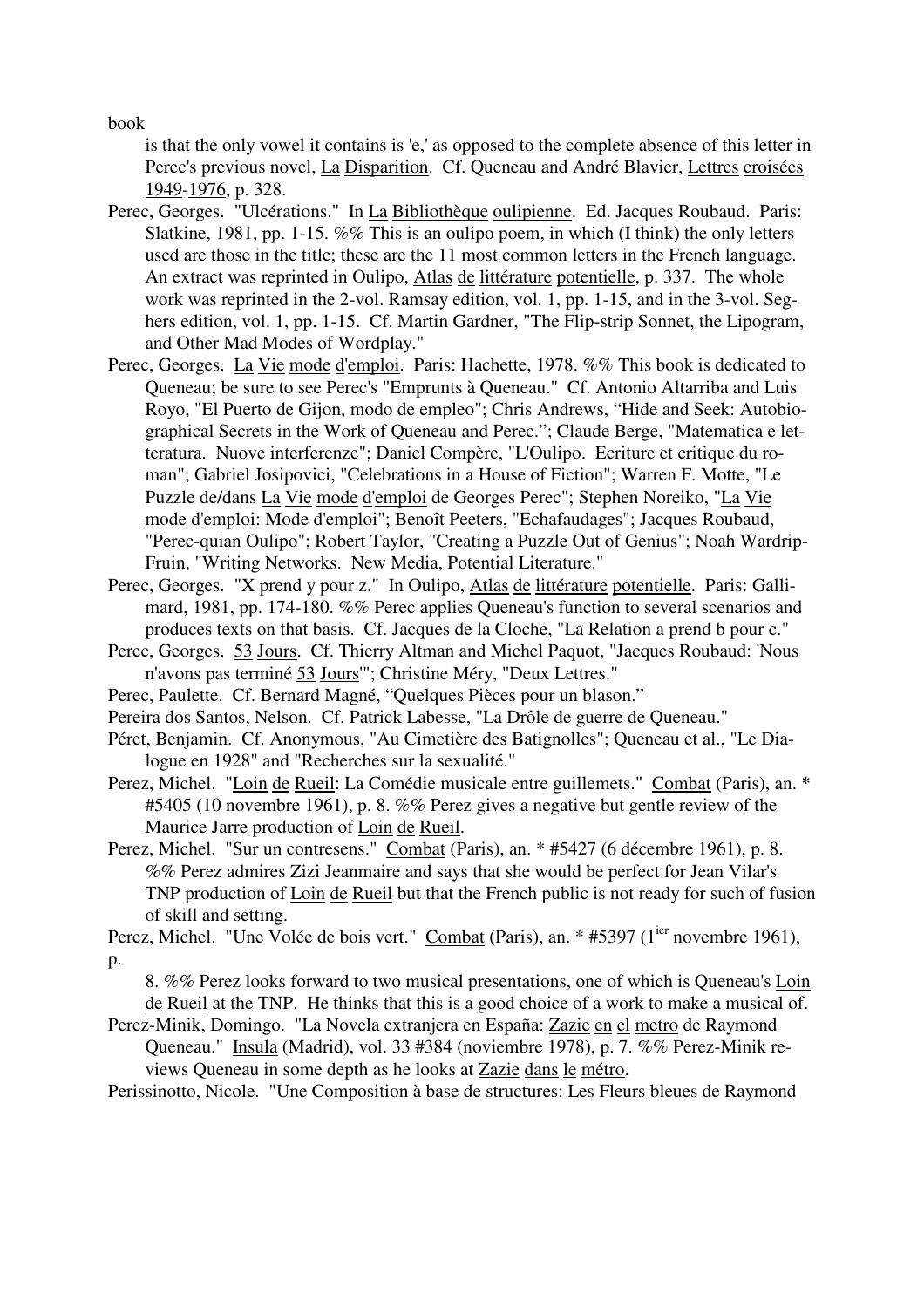book

is that the only vowel it contains is 'e,' as opposed to the complete absence of this letter in Perec's previous novel, La Disparition. Cf. Queneau and André Blavier, Lettres croisées 1949-1976, p. 328.

Perec, Georges. "Ulcérations." In La Bibliothèque oulipienne. Ed. Jacques Roubaud. Paris: Slatkine, 1981, pp. 1-15. %% This is an oulipo poem, in which (I think) the only letters used are those in the title; these are the 11 most common letters in the French language. An extract was reprinted in Oulipo, Atlas de littérature potentielle, p. 337. The whole work was reprinted in the 2-vol. Ramsay edition, vol. 1, pp. 1-15, and in the 3-vol. Seghers edition, vol. 1, pp. 1-15. Cf. Martin Gardner, "The Flip-strip Sonnet, the Lipogram, and Other Mad Modes of Wordplay."

Perec, Georges. La Vie mode d'emploi. Paris: Hachette, 1978. %% This book is dedicated to Queneau; be sure to see Perec's "Emprunts à Queneau." Cf. Antonio Altarriba and Luis Royo, "El Puerto de Gijon, modo de empleo"; Chris Andrews, "Hide and Seek: Autobiographical Secrets in the Work of Queneau and Perec."; Claude Berge, "Matematica e letteratura. Nuove interferenze"; Daniel Compère, "L'Oulipo. Ecriture et critique du roman"; Gabriel Josipovici, "Celebrations in a House of Fiction"; Warren F. Motte, "Le Puzzle de/dans La Vie mode d'emploi de Georges Perec"; Stephen Noreiko, "La Vie mode d'emploi: Mode d'emploi"; Benoît Peeters, "Echafaudages"; Jacques Roubaud, "Perec-quian Oulipo"; Robert Taylor, "Creating a Puzzle Out of Genius"; Noah Wardrip-Fruin, "Writing Networks. New Media, Potential Literature."

Perec, Georges. "X prend y pour z." In Oulipo, Atlas de littérature potentielle. Paris: Gallimard, 1981, pp. 174-180. %% Perec applies Queneau's function to several scenarios and produces texts on that basis. Cf. Jacques de la Cloche, "La Relation a prend b pour c."

Perec, Georges. 53 Jours. Cf. Thierry Altman and Michel Paquot, "Jacques Roubaud: 'Nous n'avons pas terminé 53 Jours'"; Christine Méry, "Deux Lettres."

Perec, Paulette. Cf. Bernard Magné, "Quelques Pièces pour un blason."

Pereira dos Santos, Nelson. Cf. Patrick Labesse, "La Drôle de guerre de Queneau."

Péret, Benjamin. Cf. Anonymous, "Au Cimetière des Batignolles"; Queneau et al., "Le Dialogue en 1928" and "Recherches sur la sexualité."

Perez, Michel. "Loin de Rueil: La Comédie musicale entre guillemets." Combat (Paris), an. * #5405 (10 novembre 1961), p. 8. %% Perez gives a negative but gentle review of the Maurice Jarre production of Loin de Rueil.

Perez, Michel. "Sur un contresens." Combat (Paris), an. * #5427 (6 décembre 1961), p. 8. %% Perez admires Zizi Jeanmaire and says that she would be perfect for Jean Vilar's TNP production of Loin de Rueil but that the French public is not ready for such of fusion of skill and setting.

Perez, Michel. "Une Volée de bois vert." Combat (Paris), an. * #5397 (1ier novembre 1961), p.

8. %% Perez looks forward to two musical presentations, one of which is Queneau's Loin de Rueil at the TNP. He thinks that this is a good choice of a work to make a musical of.

Perez-Minik, Domingo. "La Novela extranjera en España: Zazie en el metro de Raymond Queneau." Insula (Madrid), vol. 33 #384 (noviembre 1978), p. 7. %% Perez-Minik reviews Queneau in some depth as he looks at Zazie dans le métro.

Perissinotto, Nicole. "Une Composition à base de structures: Les Fleurs bleues de Raymond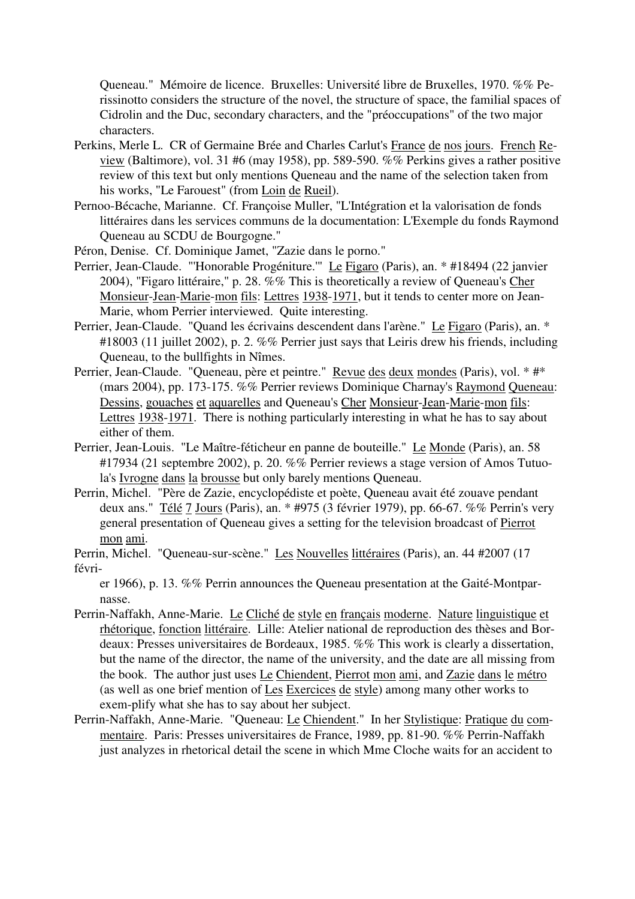Queneau." Mémoire de licence. Bruxelles: Université libre de Bruxelles, 1970. %% Perissinotto considers the structure of the novel, the structure of space, the familial spaces of Cidrolin and the Duc, secondary characters, and the "préoccupations" of the two major characters.

Perkins, Merle L. CR of Germaine Brée and Charles Carlut's France de nos jours. French Review (Baltimore), vol. 31 #6 (may 1958), pp. 589-590. %% Perkins gives a rather positive review of this text but only mentions Queneau and the name of the selection taken from his works, "Le Farouest" (from Loin de Rueil).

Pernoo-Bécache, Marianne. Cf. Françoise Muller, "L'Intégration et la valorisation de fonds littéraires dans les services communs de la documentation: L'Exemple du fonds Raymond Queneau au SCDU de Bourgogne."

Péron, Denise. Cf. Dominique Jamet, "Zazie dans le porno."

Perrier, Jean-Claude. "'Honorable Progéniture.'" Le Figaro (Paris), an. * #18494 (22 janvier 2004), "Figaro littéraire," p. 28. %% This is theoretically a review of Queneau's Cher Monsieur-Jean-Marie-mon fils: Lettres 1938-1971, but it tends to center more on Jean-Marie, whom Perrier interviewed. Quite interesting.

Perrier, Jean-Claude. "Quand les écrivains descendent dans l'arène." Le Figaro (Paris), an. * #18003 (11 juillet 2002), p. 2. %% Perrier just says that Leiris drew his friends, including Queneau, to the bullfights in Nîmes.

Perrier, Jean-Claude. "Queneau, père et peintre." Revue des deux mondes (Paris), vol. * #* (mars 2004), pp. 173-175. %% Perrier reviews Dominique Charnay's Raymond Queneau: Dessins, gouaches et aquarelles and Queneau's Cher Monsieur-Jean-Marie-mon fils: Lettres 1938-1971. There is nothing particularly interesting in what he has to say about either of them.

Perrier, Jean-Louis. "Le Maître-féticheur en panne de bouteille." Le Monde (Paris), an. 58 #17934 (21 septembre 2002), p. 20. %% Perrier reviews a stage version of Amos Tutuola's Ivrogne dans la brousse but only barely mentions Queneau.

Perrin, Michel. "Père de Zazie, encyclopédiste et poète, Queneau avait été zouave pendant deux ans." Télé 7 Jours (Paris), an. * #975 (3 février 1979), pp. 66-67. %% Perrin's very general presentation of Queneau gives a setting for the television broadcast of Pierrot mon ami.

Perrin, Michel. "Queneau-sur-scène." Les Nouvelles littéraires (Paris), an. 44 #2007 (17 février 1966), p. 13. %% Perrin announces the Queneau presentation at the Gaité-Montparnasse.

Perrin-Naffakh, Anne-Marie. Le Cliché de style en français moderne. Nature linguistique et rhétorique, fonction littéraire. Lille: Atelier national de reproduction des thèses and Bordeaux: Presses universitaires de Bordeaux, 1985. %% This work is clearly a dissertation, but the name of the director, the name of the university, and the date are all missing from the book. The author just uses Le Chiendent, Pierrot mon ami, and Zazie dans le métro (as well as one brief mention of Les Exercices de style) among many other works to exem-plify what she has to say about her subject.

Perrin-Naffakh, Anne-Marie. "Queneau: Le Chiendent." In her Stylistique: Pratique du commentaire. Paris: Presses universitaires de France, 1989, pp. 81-90. %% Perrin-Naffakh just analyzes in rhetorical detail the scene in which Mme Cloche waits for an accident to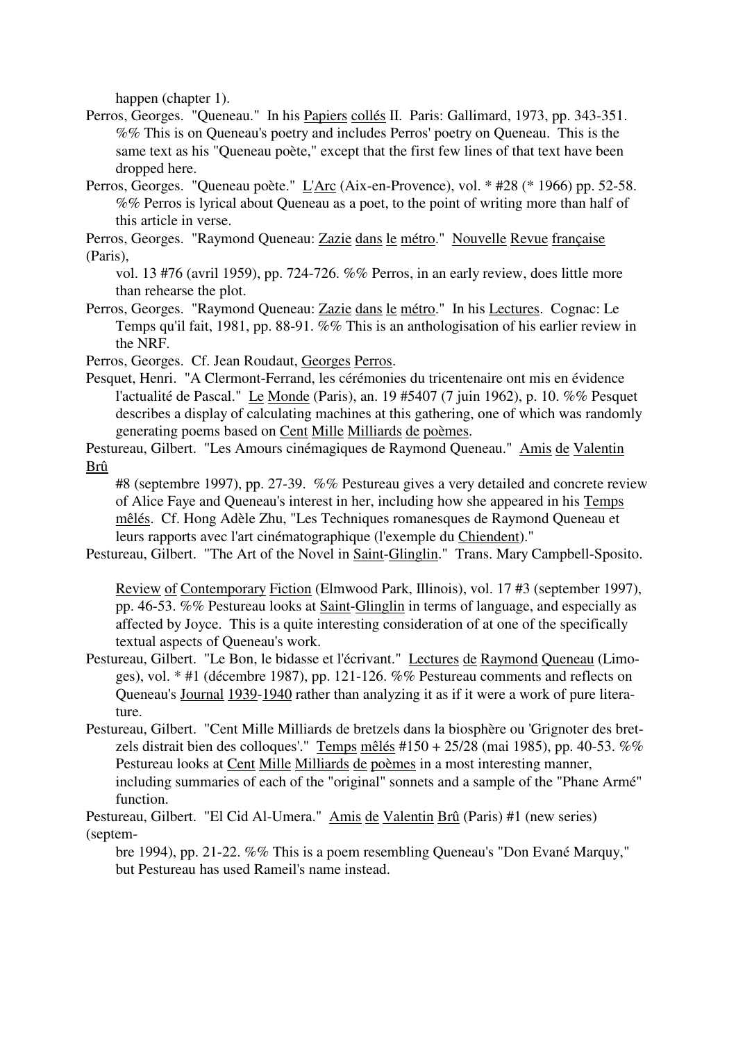happen (chapter 1).

Perros, Georges. "Queneau." In his Papiers collés II. Paris: Gallimard, 1973, pp. 343-351. %% This is on Queneau's poetry and includes Perros' poetry on Queneau. This is the same text as his "Queneau poète," except that the first few lines of that text have been dropped here.

Perros, Georges. "Queneau poète." L'Arc (Aix-en-Provence), vol. * #28 (* 1966) pp. 52-58. %% Perros is lyrical about Queneau as a poet, to the point of writing more than half of this article in verse.

Perros, Georges. "Raymond Queneau: Zazie dans le métro." Nouvelle Revue française (Paris), vol. 13 #76 (avril 1959), pp. 724-726. %% Perros, in an early review, does little more than rehearse the plot.

Perros, Georges. "Raymond Queneau: Zazie dans le métro." In his Lectures. Cognac: Le Temps qu'il fait, 1981, pp. 88-91. %% This is an anthologisation of his earlier review in the NRF.

Perros, Georges. Cf. Jean Roudaut, Georges Perros.

Pesquet, Henri. "A Clermont-Ferrand, les cérémonies du tricentenaire ont mis en évidence l'actualité de Pascal." Le Monde (Paris), an. 19 #5407 (7 juin 1962), p. 10. %% Pesquet describes a display of calculating machines at this gathering, one of which was randomly generating poems based on Cent Mille Milliards de poèmes.

Pestureau, Gilbert. "Les Amours cinémagiques de Raymond Queneau." Amis de Valentin Brû #8 (septembre 1997), pp. 27-39. %% Pestureau gives a very detailed and concrete review of Alice Faye and Queneau's interest in her, including how she appeared in his Temps mêlés. Cf. Hong Adèle Zhu, "Les Techniques romanesques de Raymond Queneau et leurs rapports avec l'art cinématographique (l'exemple du Chiendent)."

Pestureau, Gilbert. "The Art of the Novel in Saint-Glinglin." Trans. Mary Campbell-Sposito. Review of Contemporary Fiction (Elmwood Park, Illinois), vol. 17 #3 (september 1997), pp. 46-53. %% Pestureau looks at Saint-Glinglin in terms of language, and especially as affected by Joyce. This is a quite interesting consideration of at one of the specifically textual aspects of Queneau's work.

Pestureau, Gilbert. "Le Bon, le bidasse et l'écrivant." Lectures de Raymond Queneau (Limoges), vol. * #1 (décembre 1987), pp. 121-126. %% Pestureau comments and reflects on Queneau's Journal 1939-1940 rather than analyzing it as if it were a work of pure literature.

Pestureau, Gilbert. "Cent Mille Milliards de bretzels dans la biosphère ou 'Grignoter des bretzels distrait bien des colloques'." Temps mêlés #150 + 25/28 (mai 1985), pp. 40-53. %% Pestureau looks at Cent Mille Milliards de poèmes in a most interesting manner, including summaries of each of the "original" sonnets and a sample of the "Phane Armé" function.

Pestureau, Gilbert. "El Cid Al-Umera." Amis de Valentin Brû (Paris) #1 (new series) (septembre 1994), pp. 21-22. %% This is a poem resembling Queneau's "Don Evané Marquy," but Pestureau has used Rameil's name instead.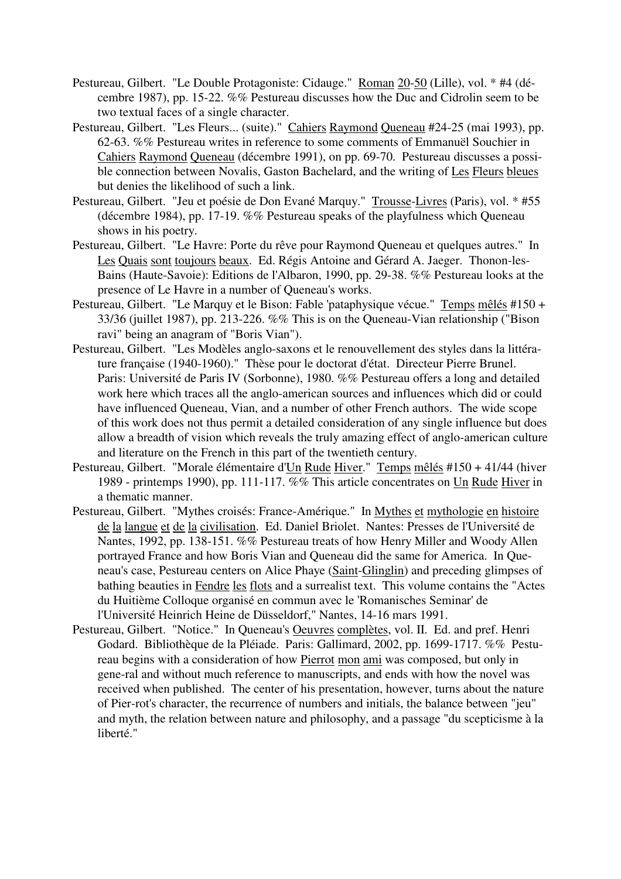Pestureau, Gilbert. "Le Double Protagoniste: Cidauge." Roman 20-50 (Lille), vol. * #4 (décembre 1987), pp. 15-22. %% Pestureau discusses how the Duc and Cidrolin seem to be two textual faces of a single character.

Pestureau, Gilbert. "Les Fleurs... (suite)." Cahiers Raymond Queneau #24-25 (mai 1993), pp. 62-63. %% Pestureau writes in reference to some comments of Emmanuël Souchier in Cahiers Raymond Queneau (décembre 1991), on pp. 69-70. Pestureau discusses a possible connection between Novalis, Gaston Bachelard, and the writing of Les Fleurs bleues but denies the likelihood of such a link.

Pestureau, Gilbert. "Jeu et poésie de Don Evané Marquy." Trousse-Livres (Paris), vol. * #55 (décembre 1984), pp. 17-19. %% Pestureau speaks of the playfulness which Queneau shows in his poetry.

Pestureau, Gilbert. "Le Havre: Porte du rêve pour Raymond Queneau et quelques autres." In Les Quais sont toujours beaux. Ed. Régis Antoine and Gérard A. Jaeger. Thonon-les-Bains (Haute-Savoie): Editions de l'Albaron, 1990, pp. 29-38. %% Pestureau looks at the presence of Le Havre in a number of Queneau's works.

Pestureau, Gilbert. "Le Marquy et le Bison: Fable 'pataphysique vécue." Temps mêlés #150 + 33/36 (juillet 1987), pp. 213-226. %% This is on the Queneau-Vian relationship ("Bison ravi" being an anagram of "Boris Vian").

Pestureau, Gilbert. "Les Modèles anglo-saxons et le renouvellement des styles dans la littérature française (1940-1960)." Thèse pour le doctorat d'état. Directeur Pierre Brunel. Paris: Université de Paris IV (Sorbonne), 1980. %% Pestureau offers a long and detailed work here which traces all the anglo-american sources and influences which did or could have influenced Queneau, Vian, and a number of other French authors. The wide scope of this work does not thus permit a detailed consideration of any single influence but does allow a breadth of vision which reveals the truly amazing effect of anglo-american culture and literature on the French in this part of the twentieth century.

Pestureau, Gilbert. "Morale élémentaire d'Un Rude Hiver." Temps mêlés #150 + 41/44 (hiver 1989 - printemps 1990), pp. 111-117. %% This article concentrates on Un Rude Hiver in a thematic manner.

Pestureau, Gilbert. "Mythes croisés: France-Amérique." In Mythes et mythologie en histoire de la langue et de la civilisation. Ed. Daniel Briolet. Nantes: Presses de l'Université de Nantes, 1992, pp. 138-151. %% Pestureau treats of how Henry Miller and Woody Allen portrayed France and how Boris Vian and Queneau did the same for America. In Queneau's case, Pestureau centers on Alice Phaye (Saint-Glinglin) and preceding glimpses of bathing beauties in Fendre les flots and a surrealist text. This volume contains the "Actes du Huitième Colloque organisé en commun avec le 'Romanisches Seminar' de l'Université Heinrich Heine de Düsseldorf," Nantes, 14-16 mars 1991.

Pestureau, Gilbert. "Notice." In Queneau's Oeuvres complètes, vol. II. Ed. and pref. Henri Godard. Bibliothèque de la Pléiade. Paris: Gallimard, 2002, pp. 1699-1717. %% Pestureau begins with a consideration of how Pierrot mon ami was composed, but only in gene-ral and without much reference to manuscripts, and ends with how the novel was received when published. The center of his presentation, however, turns about the nature of Pier-rot's character, the recurrence of numbers and initials, the balance between "jeu" and myth, the relation between nature and philosophy, and a passage "du scepticisme à la liberté."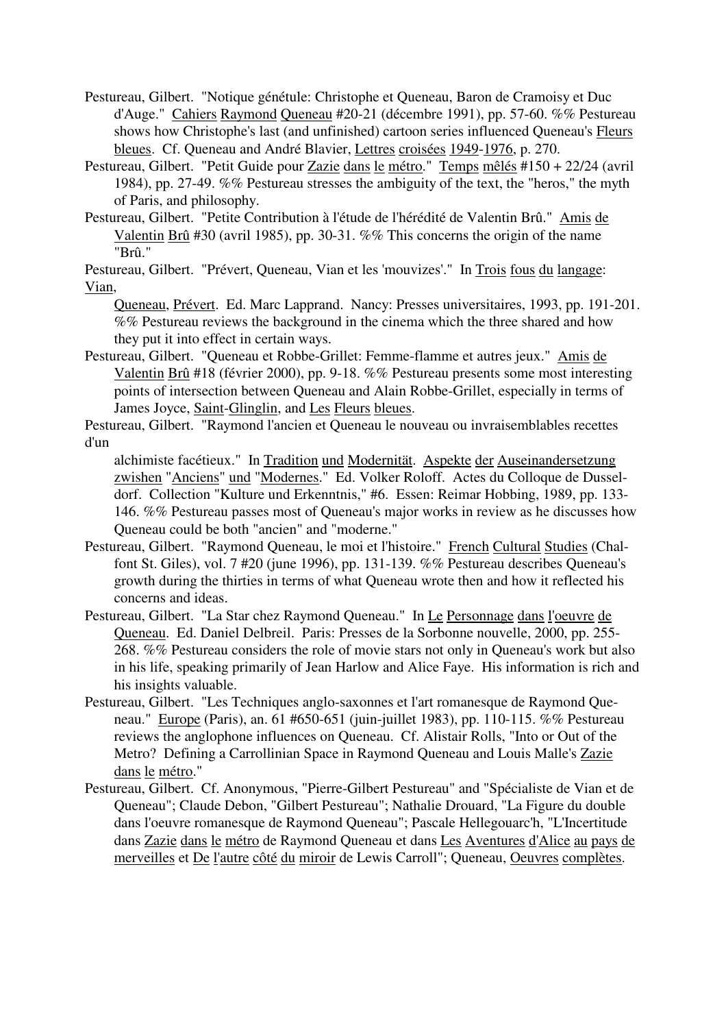Pestureau, Gilbert. "Notique génétule: Christophe et Queneau, Baron de Cramoisy et Duc d'Auge." Cahiers Raymond Queneau #20-21 (décembre 1991), pp. 57-60. %% Pestureau shows how Christophe's last (and unfinished) cartoon series influenced Queneau's Fleurs bleues. Cf. Queneau and André Blavier, Lettres croisées 1949-1976, p. 270.

Pestureau, Gilbert. "Petit Guide pour Zazie dans le métro." Temps mêlés #150 + 22/24 (avril 1984), pp. 27-49. %% Pestureau stresses the ambiguity of the text, the "heros," the myth of Paris, and philosophy.

Pestureau, Gilbert. "Petite Contribution à l'étude de l'hérédité de Valentin Brû." Amis de Valentin Brû #30 (avril 1985), pp. 30-31. %% This concerns the origin of the name "Brû."

Pestureau, Gilbert. "Prévert, Queneau, Vian et les 'mouvizes'." In Trois fous du langage: Vian, Queneau, Prévert. Ed. Marc Lapprand. Nancy: Presses universitaires, 1993, pp. 191-201. %% Pestureau reviews the background in the cinema which the three shared and how they put it into effect in certain ways.

Pestureau, Gilbert. "Queneau et Robbe-Grillet: Femme-flamme et autres jeux." Amis de Valentin Brû #18 (février 2000), pp. 9-18. %% Pestureau presents some most interesting points of intersection between Queneau and Alain Robbe-Grillet, especially in terms of James Joyce, Saint-Glinglin, and Les Fleurs bleues.

Pestureau, Gilbert. "Raymond l'ancien et Queneau le nouveau ou invraisemblables recettes d'un alchimiste facétieux." In Tradition und Modernität. Aspekte der Auseinandersetzung zwishen "Anciens" und "Modernes." Ed. Volker Roloff. Actes du Colloque de Dusseldorf. Collection "Kulture und Erkenntnis," #6. Essen: Reimar Hobbing, 1989, pp. 133-146. %% Pestureau passes most of Queneau's major works in review as he discusses how Queneau could be both "ancien" and "moderne."

Pestureau, Gilbert. "Raymond Queneau, le moi et l'histoire." French Cultural Studies (Chalfont St. Giles), vol. 7 #20 (june 1996), pp. 131-139. %% Pestureau describes Queneau's growth during the thirties in terms of what Queneau wrote then and how it reflected his concerns and ideas.

Pestureau, Gilbert. "La Star chez Raymond Queneau." In Le Personnage dans l'oeuvre de Queneau. Ed. Daniel Delbreil. Paris: Presses de la Sorbonne nouvelle, 2000, pp. 255-268. %% Pestureau considers the role of movie stars not only in Queneau's work but also in his life, speaking primarily of Jean Harlow and Alice Faye. His information is rich and his insights valuable.

Pestureau, Gilbert. "Les Techniques anglo-saxonnes et l'art romanesque de Raymond Queneau." Europe (Paris), an. 61 #650-651 (juin-juillet 1983), pp. 110-115. %% Pestureau reviews the anglophone influences on Queneau. Cf. Alistair Rolls, "Into or Out of the Metro? Defining a Carrollinian Space in Raymond Queneau and Louis Malle's Zazie dans le métro."

Pestureau, Gilbert. Cf. Anonymous, "Pierre-Gilbert Pestureau" and "Spécialiste de Vian et de Queneau"; Claude Debon, "Gilbert Pestureau"; Nathalie Drouard, "La Figure du double dans l'oeuvre romanesque de Raymond Queneau"; Pascale Hellegouarc'h, "L'Incertitude dans Zazie dans le métro de Raymond Queneau et dans Les Aventures d'Alice au pays de merveilles et De l'autre côté du miroir de Lewis Carroll"; Queneau, Oeuvres complètes.